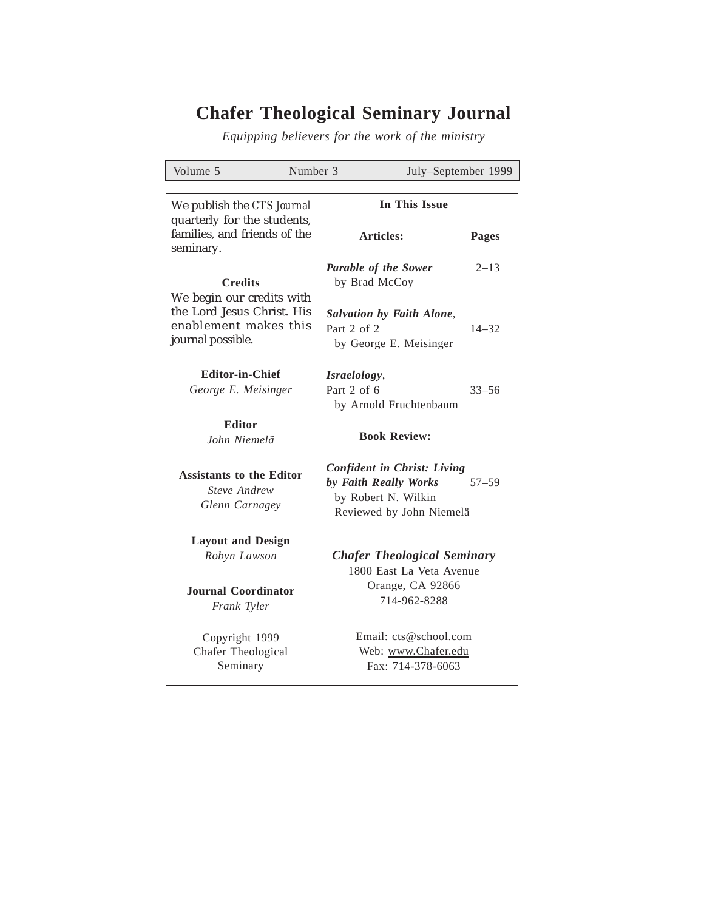# Chafer Theological Seminary Journal

*Equipping believers for the work of the ministry*

Volume 5 | Number 3 | July–September 1999

We publish the *CTS Journal* quarterly for the students, families, and friends of the seminary.

**Credits**

We begin our credits with the Lord Jesus Christ. His enablement makes this journal possible.

**Editor-in-Chief**
*George E. Meisinger*

**Editor**
*John Niemelä*

**Assistants to the Editor**
*Steve Andrew*
*Glenn Carnagey*

**Layout and Design**
*Robyn Lawson*

**Journal Coordinator**
*Frank Tyler*

Copyright 1999
Chafer Theological Seminary

**In This Issue**

| Articles: | Pages |
|---|---|
| ***Parable of the Sower*** by Brad McCoy | 2–13 |
| ***Salvation by Faith Alone***, Part 2 of 2 by George E. Meisinger | 14–32 |
| ***Israelology***, Part 2 of 6 by Arnold Fruchtenbaum | 33–56 |
| **Book Review:** | |
| ***Confident in Christ: Living by Faith Really Works*** by Robert N. Wilkin, Reviewed by John Niemelä | 57–59 |

***Chafer Theological Seminary***
1800 East La Veta Avenue
Orange, CA 92866
714-962-8288

Email: cts@school.com
Web: www.Chafer.edu
Fax: 714-378-6063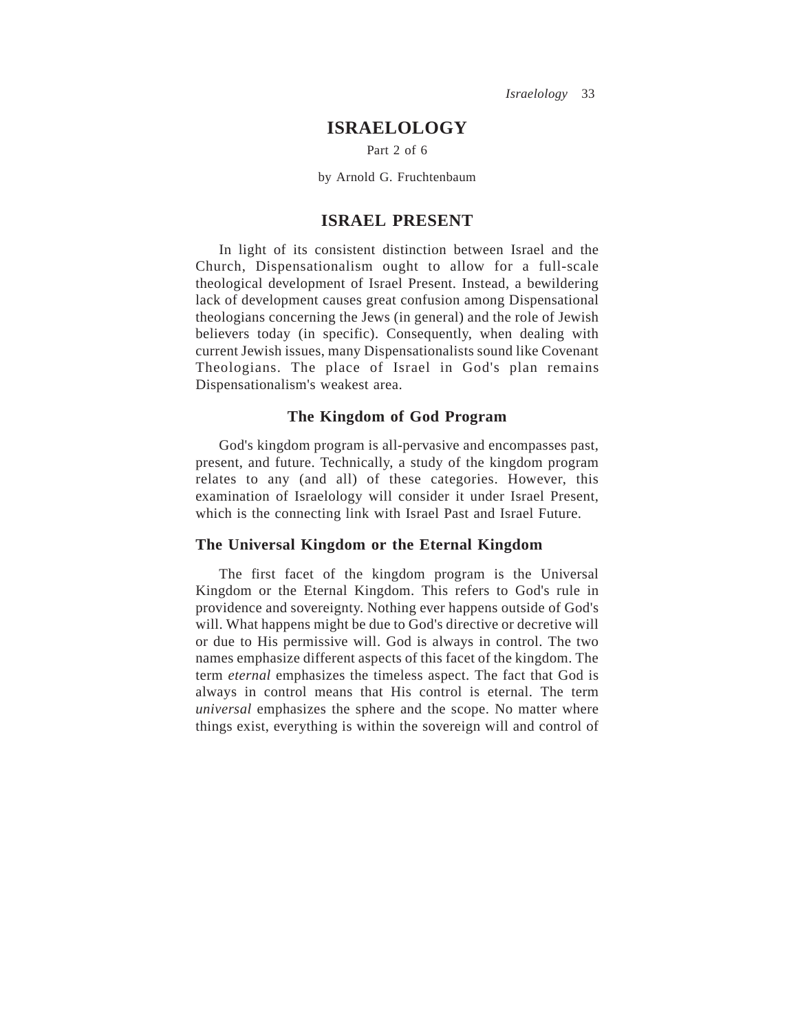# ISRAELOLOGY

Part 2 of 6

by Arnold G. Fruchtenbaum

## ISRAEL PRESENT

In light of its consistent distinction between Israel and the Church, Dispensationalism ought to allow for a full-scale theological development of Israel Present. Instead, a bewildering lack of development causes great confusion among Dispensational theologians concerning the Jews (in general) and the role of Jewish believers today (in specific). Consequently, when dealing with current Jewish issues, many Dispensationalists sound like Covenant Theologians. The place of Israel in God's plan remains Dispensationalism's weakest area.

### The Kingdom of God Program

God's kingdom program is all-pervasive and encompasses past, present, and future. Technically, a study of the kingdom program relates to any (and all) of these categories. However, this examination of Israelology will consider it under Israel Present, which is the connecting link with Israel Past and Israel Future.

#### The Universal Kingdom or the Eternal Kingdom

The first facet of the kingdom program is the Universal Kingdom or the Eternal Kingdom. This refers to God's rule in providence and sovereignty. Nothing ever happens outside of God's will. What happens might be due to God's directive or decretive will or due to His permissive will. God is always in control. The two names emphasize different aspects of this facet of the kingdom. The term *eternal* emphasizes the timeless aspect. The fact that God is always in control means that His control is eternal. The term *universal* emphasizes the sphere and the scope. No matter where things exist, everything is within the sovereign will and control of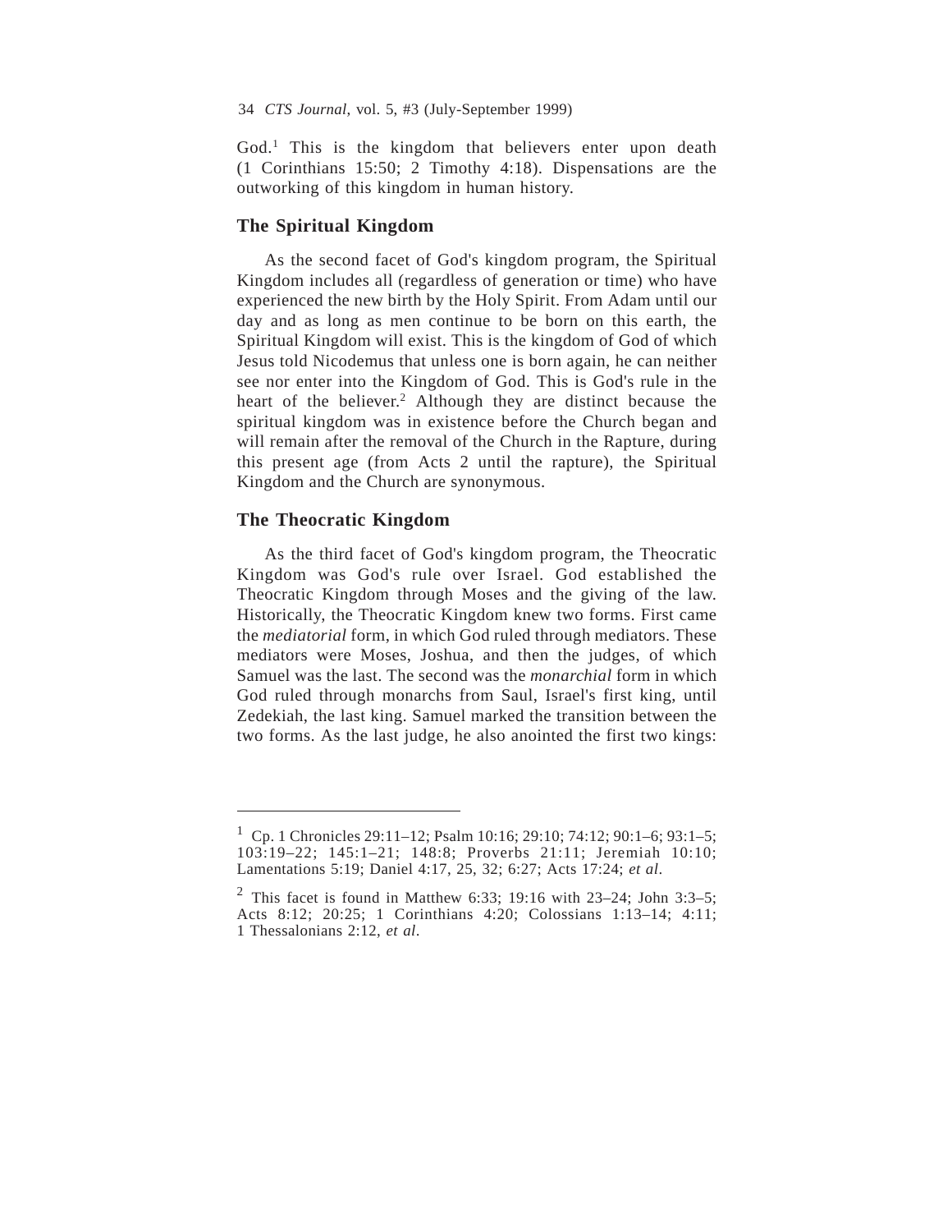God.[1] This is the kingdom that believers enter upon death (1 Corinthians 15:50; 2 Timothy 4:18). Dispensations are the outworking of this kingdom in human history.

## The Spiritual Kingdom

As the second facet of God's kingdom program, the Spiritual Kingdom includes all (regardless of generation or time) who have experienced the new birth by the Holy Spirit. From Adam until our day and as long as men continue to be born on this earth, the Spiritual Kingdom will exist. This is the kingdom of God of which Jesus told Nicodemus that unless one is born again, he can neither see nor enter into the Kingdom of God. This is God's rule in the heart of the believer.[2] Although they are distinct because the spiritual kingdom was in existence before the Church began and will remain after the removal of the Church in the Rapture, during this present age (from Acts 2 until the rapture), the Spiritual Kingdom and the Church are synonymous.

## The Theocratic Kingdom

As the third facet of God's kingdom program, the Theocratic Kingdom was God's rule over Israel. God established the Theocratic Kingdom through Moses and the giving of the law. Historically, the Theocratic Kingdom knew two forms. First came the *mediatorial* form, in which God ruled through mediators. These mediators were Moses, Joshua, and then the judges, of which Samuel was the last. The second was the *monarchial* form in which God ruled through monarchs from Saul, Israel's first king, until Zedekiah, the last king. Samuel marked the transition between the two forms. As the last judge, he also anointed the first two kings:

---

[1] Cp. 1 Chronicles 29:11–12; Psalm 10:16; 29:10; 74:12; 90:1–6; 93:1–5; 103:19–22; 145:1–21; 148:8; Proverbs 21:11; Jeremiah 10:10; Lamentations 5:19; Daniel 4:17, 25, 32; 6:27; Acts 17:24; *et al*.

[2] This facet is found in Matthew 6:33; 19:16 with 23–24; John 3:3–5; Acts 8:12; 20:25; 1 Corinthians 4:20; Colossians 1:13–14; 4:11; 1 Thessalonians 2:12, *et al*.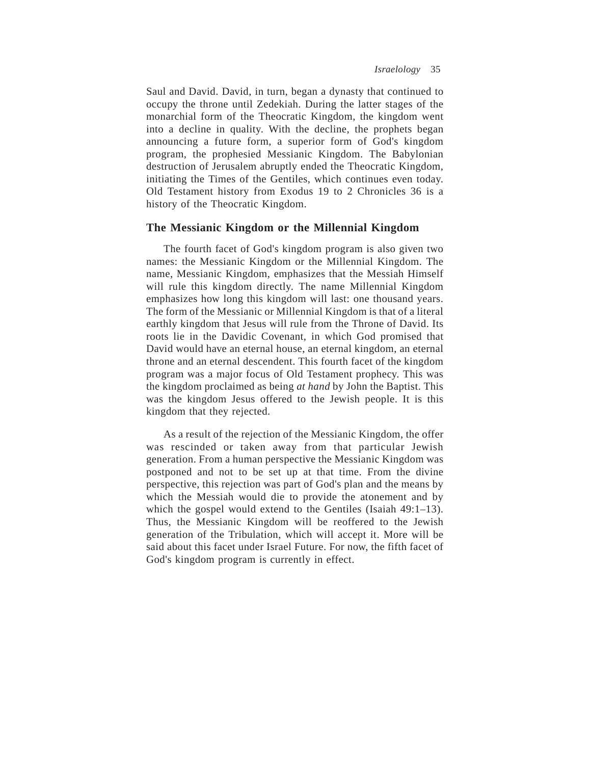Saul and David. David, in turn, began a dynasty that continued to occupy the throne until Zedekiah. During the latter stages of the monarchial form of the Theocratic Kingdom, the kingdom went into a decline in quality. With the decline, the prophets began announcing a future form, a superior form of God's kingdom program, the prophesied Messianic Kingdom. The Babylonian destruction of Jerusalem abruptly ended the Theocratic Kingdom, initiating the Times of the Gentiles, which continues even today. Old Testament history from Exodus 19 to 2 Chronicles 36 is a history of the Theocratic Kingdom.

### The Messianic Kingdom or the Millennial Kingdom

The fourth facet of God's kingdom program is also given two names: the Messianic Kingdom or the Millennial Kingdom. The name, Messianic Kingdom, emphasizes that the Messiah Himself will rule this kingdom directly. The name Millennial Kingdom emphasizes how long this kingdom will last: one thousand years. The form of the Messianic or Millennial Kingdom is that of a literal earthly kingdom that Jesus will rule from the Throne of David. Its roots lie in the Davidic Covenant, in which God promised that David would have an eternal house, an eternal kingdom, an eternal throne and an eternal descendent. This fourth facet of the kingdom program was a major focus of Old Testament prophecy. This was the kingdom proclaimed as being *at hand* by John the Baptist. This was the kingdom Jesus offered to the Jewish people. It is this kingdom that they rejected.

As a result of the rejection of the Messianic Kingdom, the offer was rescinded or taken away from that particular Jewish generation. From a human perspective the Messianic Kingdom was postponed and not to be set up at that time. From the divine perspective, this rejection was part of God's plan and the means by which the Messiah would die to provide the atonement and by which the gospel would extend to the Gentiles (Isaiah 49:1–13). Thus, the Messianic Kingdom will be reoffered to the Jewish generation of the Tribulation, which will accept it. More will be said about this facet under Israel Future. For now, the fifth facet of God's kingdom program is currently in effect.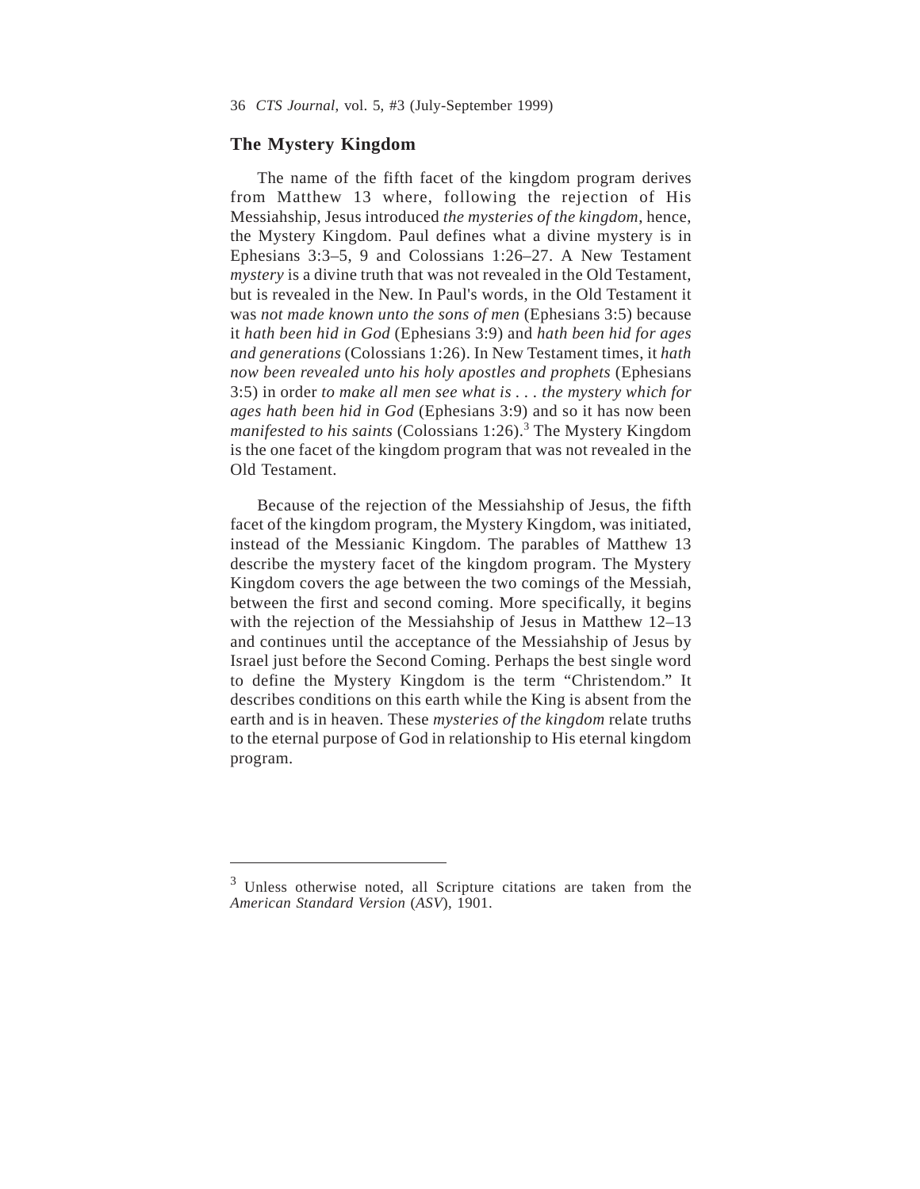## The Mystery Kingdom

The name of the fifth facet of the kingdom program derives from Matthew 13 where, following the rejection of His Messiahship, Jesus introduced *the mysteries of the kingdom*, hence, the Mystery Kingdom. Paul defines what a divine mystery is in Ephesians 3:3–5, 9 and Colossians 1:26–27. A New Testament *mystery* is a divine truth that was not revealed in the Old Testament, but is revealed in the New. In Paul's words, in the Old Testament it was *not made known unto the sons of men* (Ephesians 3:5) because it *hath been hid in God* (Ephesians 3:9) and *hath been hid for ages and generations* (Colossians 1:26). In New Testament times, it *hath now been revealed unto his holy apostles and prophets* (Ephesians 3:5) in order *to make all men see what is . . . the mystery which for ages hath been hid in God* (Ephesians 3:9) and so it has now been *manifested to his saints* (Colossians 1:26).[3] The Mystery Kingdom is the one facet of the kingdom program that was not revealed in the Old Testament.

Because of the rejection of the Messiahship of Jesus, the fifth facet of the kingdom program, the Mystery Kingdom, was initiated, instead of the Messianic Kingdom. The parables of Matthew 13 describe the mystery facet of the kingdom program. The Mystery Kingdom covers the age between the two comings of the Messiah, between the first and second coming. More specifically, it begins with the rejection of the Messiahship of Jesus in Matthew 12–13 and continues until the acceptance of the Messiahship of Jesus by Israel just before the Second Coming. Perhaps the best single word to define the Mystery Kingdom is the term "Christendom." It describes conditions on this earth while the King is absent from the earth and is in heaven. These *mysteries of the kingdom* relate truths to the eternal purpose of God in relationship to His eternal kingdom program.

---

[3] Unless otherwise noted, all Scripture citations are taken from the *American Standard Version* (*ASV*), 1901.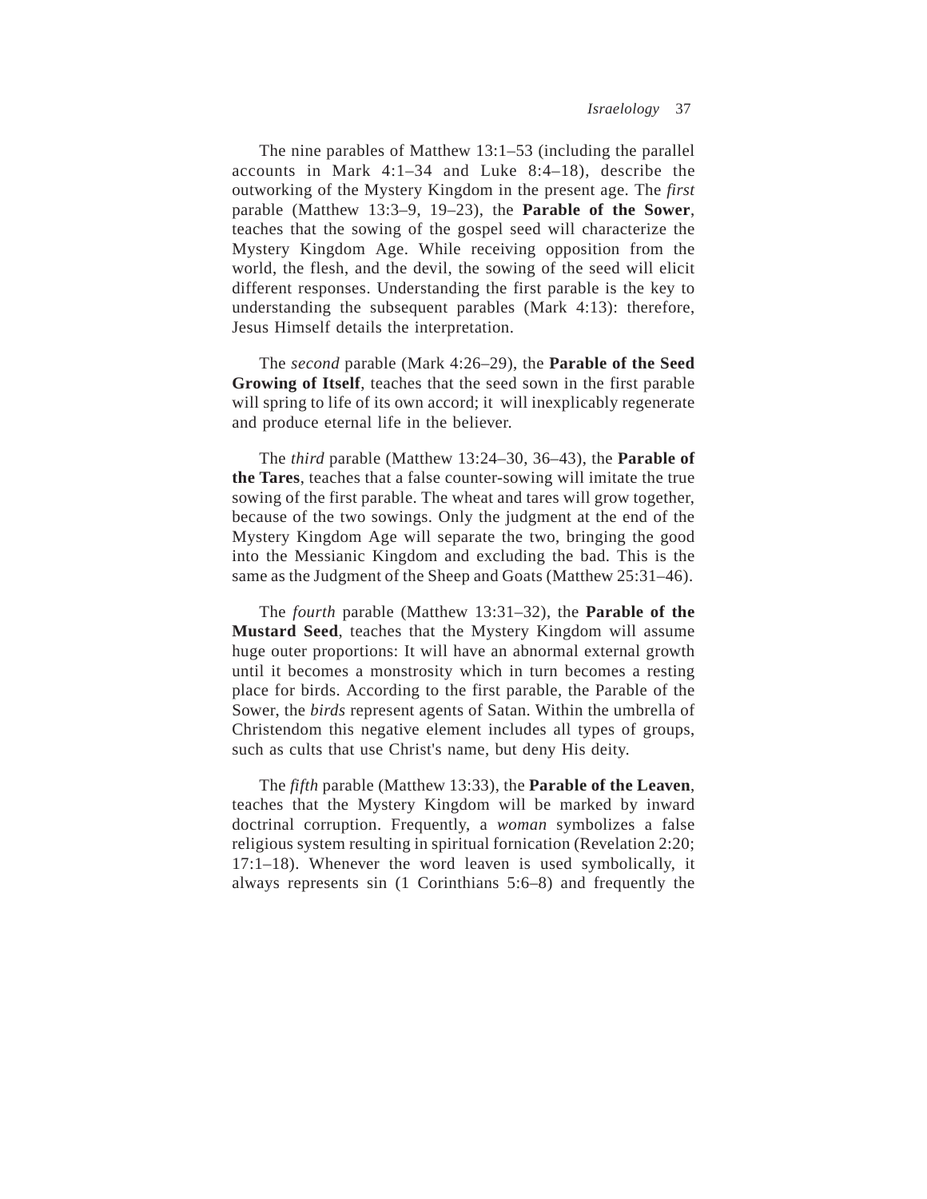The nine parables of Matthew 13:1–53 (including the parallel accounts in Mark 4:1–34 and Luke 8:4–18), describe the outworking of the Mystery Kingdom in the present age. The *first* parable (Matthew 13:3–9, 19–23), the **Parable of the Sower**, teaches that the sowing of the gospel seed will characterize the Mystery Kingdom Age. While receiving opposition from the world, the flesh, and the devil, the sowing of the seed will elicit different responses. Understanding the first parable is the key to understanding the subsequent parables (Mark 4:13): therefore, Jesus Himself details the interpretation.

The *second* parable (Mark 4:26–29), the **Parable of the Seed Growing of Itself**, teaches that the seed sown in the first parable will spring to life of its own accord; it will inexplicably regenerate and produce eternal life in the believer.

The *third* parable (Matthew 13:24–30, 36–43), the **Parable of the Tares**, teaches that a false counter-sowing will imitate the true sowing of the first parable. The wheat and tares will grow together, because of the two sowings. Only the judgment at the end of the Mystery Kingdom Age will separate the two, bringing the good into the Messianic Kingdom and excluding the bad. This is the same as the Judgment of the Sheep and Goats (Matthew 25:31–46).

The *fourth* parable (Matthew 13:31–32), the **Parable of the Mustard Seed**, teaches that the Mystery Kingdom will assume huge outer proportions: It will have an abnormal external growth until it becomes a monstrosity which in turn becomes a resting place for birds. According to the first parable, the Parable of the Sower, the *birds* represent agents of Satan. Within the umbrella of Christendom this negative element includes all types of groups, such as cults that use Christ's name, but deny His deity.

The *fifth* parable (Matthew 13:33), the **Parable of the Leaven**, teaches that the Mystery Kingdom will be marked by inward doctrinal corruption. Frequently, a *woman* symbolizes a false religious system resulting in spiritual fornication (Revelation 2:20; 17:1–18). Whenever the word leaven is used symbolically, it always represents sin (1 Corinthians 5:6–8) and frequently the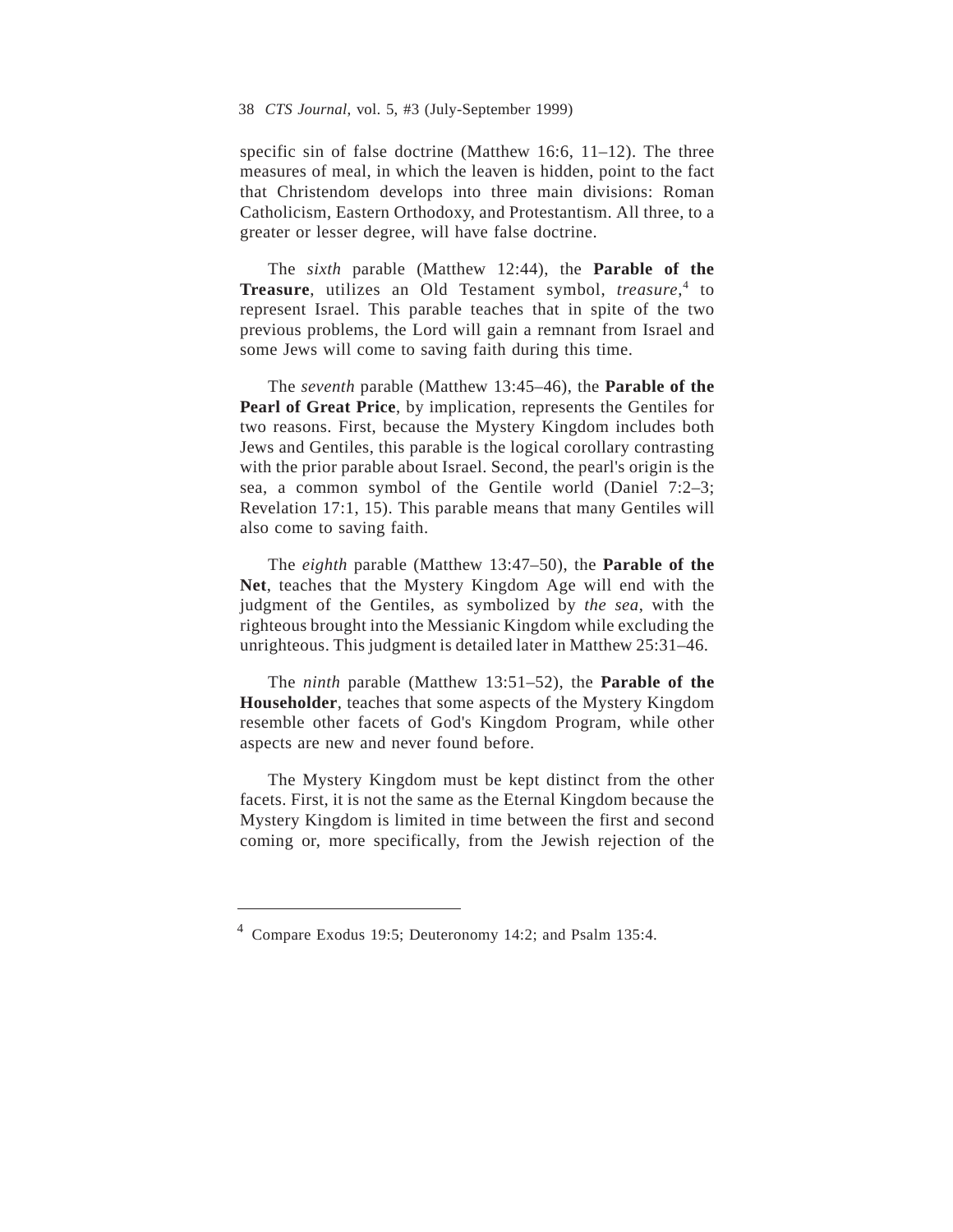specific sin of false doctrine (Matthew 16:6, 11–12). The three measures of meal, in which the leaven is hidden, point to the fact that Christendom develops into three main divisions: Roman Catholicism, Eastern Orthodoxy, and Protestantism. All three, to a greater or lesser degree, will have false doctrine.

The *sixth* parable (Matthew 12:44), the **Parable of the Treasure**, utilizes an Old Testament symbol, *treasure*,[4] to represent Israel. This parable teaches that in spite of the two previous problems, the Lord will gain a remnant from Israel and some Jews will come to saving faith during this time.

The *seventh* parable (Matthew 13:45–46), the **Parable of the Pearl of Great Price**, by implication, represents the Gentiles for two reasons. First, because the Mystery Kingdom includes both Jews and Gentiles, this parable is the logical corollary contrasting with the prior parable about Israel. Second, the pearl's origin is the sea, a common symbol of the Gentile world (Daniel 7:2–3; Revelation 17:1, 15). This parable means that many Gentiles will also come to saving faith.

The *eighth* parable (Matthew 13:47–50), the **Parable of the Net**, teaches that the Mystery Kingdom Age will end with the judgment of the Gentiles, as symbolized by *the sea*, with the righteous brought into the Messianic Kingdom while excluding the unrighteous. This judgment is detailed later in Matthew 25:31–46.

The *ninth* parable (Matthew 13:51–52), the **Parable of the Householder**, teaches that some aspects of the Mystery Kingdom resemble other facets of God's Kingdom Program, while other aspects are new and never found before.

The Mystery Kingdom must be kept distinct from the other facets. First, it is not the same as the Eternal Kingdom because the Mystery Kingdom is limited in time between the first and second coming or, more specifically, from the Jewish rejection of the

---

[4] Compare Exodus 19:5; Deuteronomy 14:2; and Psalm 135:4.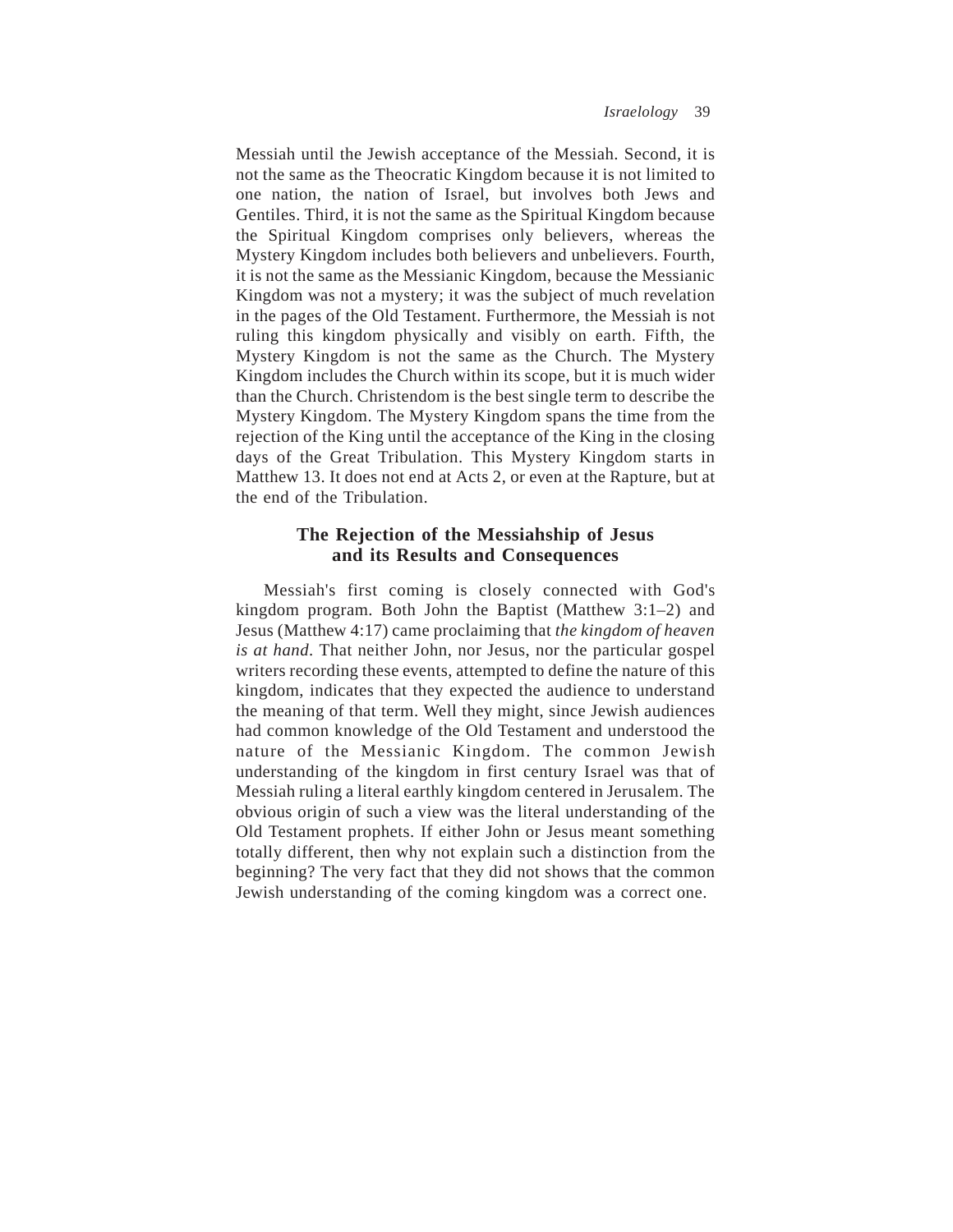Messiah until the Jewish acceptance of the Messiah. Second, it is not the same as the Theocratic Kingdom because it is not limited to one nation, the nation of Israel, but involves both Jews and Gentiles. Third, it is not the same as the Spiritual Kingdom because the Spiritual Kingdom comprises only believers, whereas the Mystery Kingdom includes both believers and unbelievers. Fourth, it is not the same as the Messianic Kingdom, because the Messianic Kingdom was not a mystery; it was the subject of much revelation in the pages of the Old Testament. Furthermore, the Messiah is not ruling this kingdom physically and visibly on earth. Fifth, the Mystery Kingdom is not the same as the Church. The Mystery Kingdom includes the Church within its scope, but it is much wider than the Church. Christendom is the best single term to describe the Mystery Kingdom. The Mystery Kingdom spans the time from the rejection of the King until the acceptance of the King in the closing days of the Great Tribulation. This Mystery Kingdom starts in Matthew 13. It does not end at Acts 2, or even at the Rapture, but at the end of the Tribulation.

## The Rejection of the Messiahship of Jesus and its Results and Consequences

Messiah's first coming is closely connected with God's kingdom program. Both John the Baptist (Matthew 3:1–2) and Jesus (Matthew 4:17) came proclaiming that *the kingdom of heaven is at hand*. That neither John, nor Jesus, nor the particular gospel writers recording these events, attempted to define the nature of this kingdom, indicates that they expected the audience to understand the meaning of that term. Well they might, since Jewish audiences had common knowledge of the Old Testament and understood the nature of the Messianic Kingdom. The common Jewish understanding of the kingdom in first century Israel was that of Messiah ruling a literal earthly kingdom centered in Jerusalem. The obvious origin of such a view was the literal understanding of the Old Testament prophets. If either John or Jesus meant something totally different, then why not explain such a distinction from the beginning? The very fact that they did not shows that the common Jewish understanding of the coming kingdom was a correct one.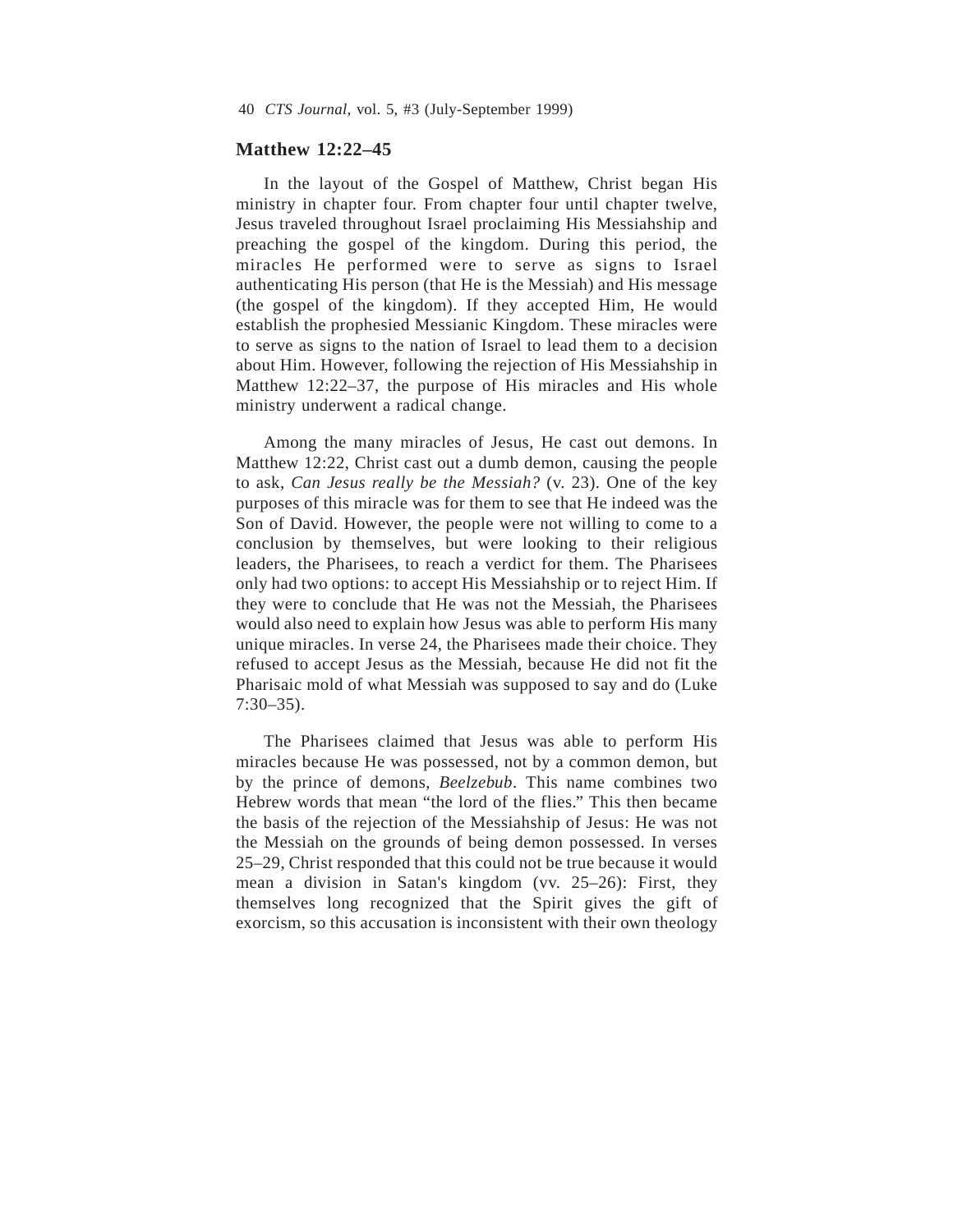## Matthew 12:22–45

In the layout of the Gospel of Matthew, Christ began His ministry in chapter four. From chapter four until chapter twelve, Jesus traveled throughout Israel proclaiming His Messiahship and preaching the gospel of the kingdom. During this period, the miracles He performed were to serve as signs to Israel authenticating His person (that He is the Messiah) and His message (the gospel of the kingdom). If they accepted Him, He would establish the prophesied Messianic Kingdom. These miracles were to serve as signs to the nation of Israel to lead them to a decision about Him. However, following the rejection of His Messiahship in Matthew 12:22–37, the purpose of His miracles and His whole ministry underwent a radical change.

Among the many miracles of Jesus, He cast out demons. In Matthew 12:22, Christ cast out a dumb demon, causing the people to ask, *Can Jesus really be the Messiah?* (v. 23). One of the key purposes of this miracle was for them to see that He indeed was the Son of David. However, the people were not willing to come to a conclusion by themselves, but were looking to their religious leaders, the Pharisees, to reach a verdict for them. The Pharisees only had two options: to accept His Messiahship or to reject Him. If they were to conclude that He was not the Messiah, the Pharisees would also need to explain how Jesus was able to perform His many unique miracles. In verse 24, the Pharisees made their choice. They refused to accept Jesus as the Messiah, because He did not fit the Pharisaic mold of what Messiah was supposed to say and do (Luke 7:30–35).

The Pharisees claimed that Jesus was able to perform His miracles because He was possessed, not by a common demon, but by the prince of demons, *Beelzebub*. This name combines two Hebrew words that mean "the lord of the flies." This then became the basis of the rejection of the Messiahship of Jesus: He was not the Messiah on the grounds of being demon possessed. In verses 25–29, Christ responded that this could not be true because it would mean a division in Satan's kingdom (vv. 25–26): First, they themselves long recognized that the Spirit gives the gift of exorcism, so this accusation is inconsistent with their own theology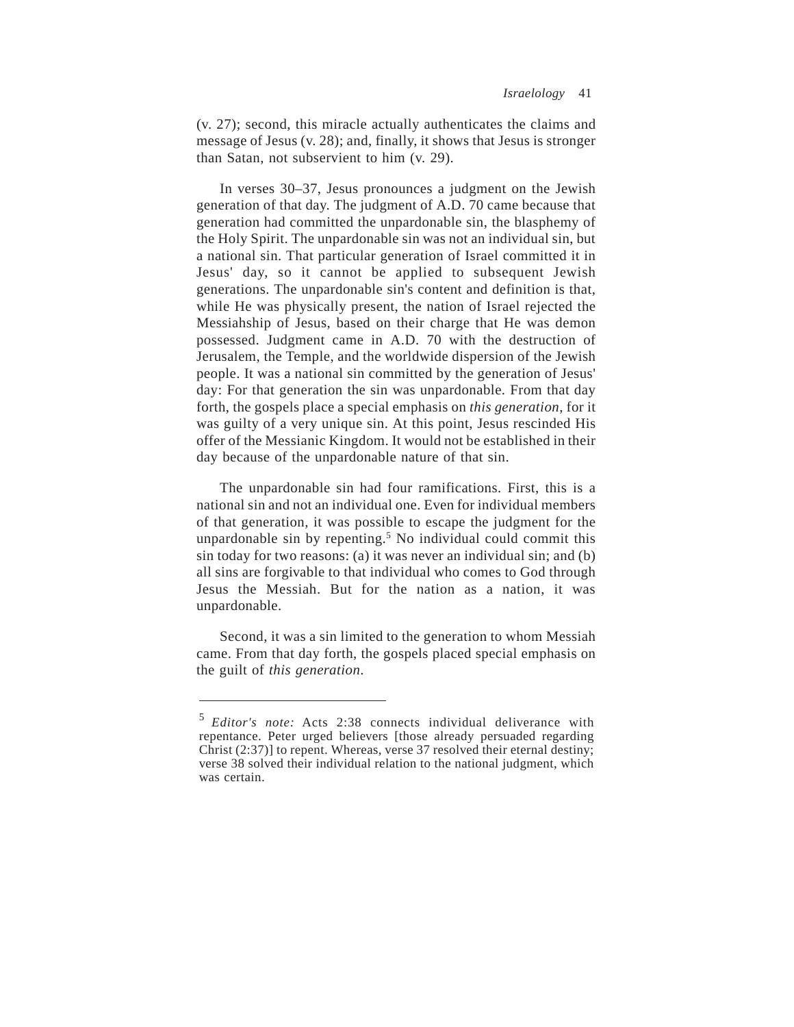(v. 27); second, this miracle actually authenticates the claims and message of Jesus (v. 28); and, finally, it shows that Jesus is stronger than Satan, not subservient to him (v. 29).

In verses 30–37, Jesus pronounces a judgment on the Jewish generation of that day. The judgment of A.D. 70 came because that generation had committed the unpardonable sin, the blasphemy of the Holy Spirit. The unpardonable sin was not an individual sin, but a national sin. That particular generation of Israel committed it in Jesus' day, so it cannot be applied to subsequent Jewish generations. The unpardonable sin's content and definition is that, while He was physically present, the nation of Israel rejected the Messiahship of Jesus, based on their charge that He was demon possessed. Judgment came in A.D. 70 with the destruction of Jerusalem, the Temple, and the worldwide dispersion of the Jewish people. It was a national sin committed by the generation of Jesus' day: For that generation the sin was unpardonable. From that day forth, the gospels place a special emphasis on *this generation*, for it was guilty of a very unique sin. At this point, Jesus rescinded His offer of the Messianic Kingdom. It would not be established in their day because of the unpardonable nature of that sin.

The unpardonable sin had four ramifications. First, this is a national sin and not an individual one. Even for individual members of that generation, it was possible to escape the judgment for the unpardonable sin by repenting.[5] No individual could commit this sin today for two reasons: (a) it was never an individual sin; and (b) all sins are forgivable to that individual who comes to God through Jesus the Messiah. But for the nation as a nation, it was unpardonable.

Second, it was a sin limited to the generation to whom Messiah came. From that day forth, the gospels placed special emphasis on the guilt of *this generation*.

---

[5] *Editor's note:* Acts 2:38 connects individual deliverance with repentance. Peter urged believers [those already persuaded regarding Christ (2:37)] to repent. Whereas, verse 37 resolved their eternal destiny; verse 38 solved their individual relation to the national judgment, which was certain.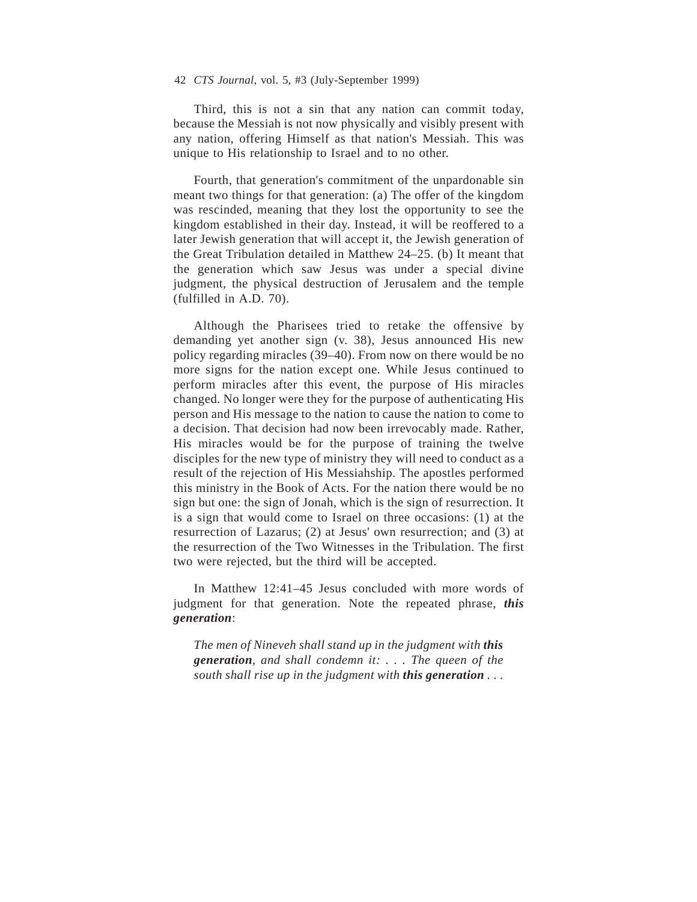Third, this is not a sin that any nation can commit today, because the Messiah is not now physically and visibly present with any nation, offering Himself as that nation's Messiah. This was unique to His relationship to Israel and to no other.

Fourth, that generation's commitment of the unpardonable sin meant two things for that generation: (a) The offer of the kingdom was rescinded, meaning that they lost the opportunity to see the kingdom established in their day. Instead, it will be reoffered to a later Jewish generation that will accept it, the Jewish generation of the Great Tribulation detailed in Matthew 24–25. (b) It meant that the generation which saw Jesus was under a special divine judgment, the physical destruction of Jerusalem and the temple (fulfilled in A.D. 70).

Although the Pharisees tried to retake the offensive by demanding yet another sign (v. 38), Jesus announced His new policy regarding miracles (39–40). From now on there would be no more signs for the nation except one. While Jesus continued to perform miracles after this event, the purpose of His miracles changed. No longer were they for the purpose of authenticating His person and His message to the nation to cause the nation to come to a decision. That decision had now been irrevocably made. Rather, His miracles would be for the purpose of training the twelve disciples for the new type of ministry they will need to conduct as a result of the rejection of His Messiahship. The apostles performed this ministry in the Book of Acts. For the nation there would be no sign but one: the sign of Jonah, which is the sign of resurrection. It is a sign that would come to Israel on three occasions: (1) at the resurrection of Lazarus; (2) at Jesus' own resurrection; and (3) at the resurrection of the Two Witnesses in the Tribulation. The first two were rejected, but the third will be accepted.

In Matthew 12:41–45 Jesus concluded with more words of judgment for that generation. Note the repeated phrase, ***this generation***:

> *The men of Nineveh shall stand up in the judgment with* ***this generation****, and shall condemn it: . . . The queen of the south shall rise up in the judgment with* ***this generation*** *. . .*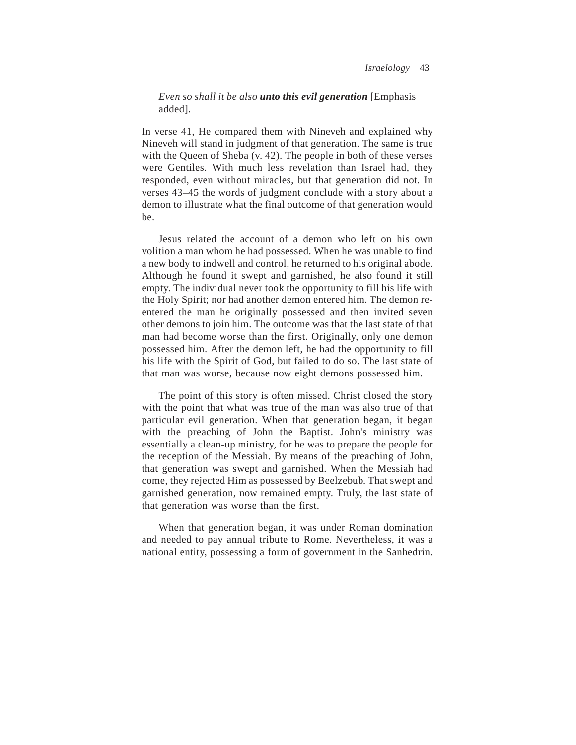> *Even so shall it be also* ***unto this evil generation*** [Emphasis added].

In verse 41, He compared them with Nineveh and explained why Nineveh will stand in judgment of that generation. The same is true with the Queen of Sheba (v. 42). The people in both of these verses were Gentiles. With much less revelation than Israel had, they responded, even without miracles, but that generation did not. In verses 43–45 the words of judgment conclude with a story about a demon to illustrate what the final outcome of that generation would be.

Jesus related the account of a demon who left on his own volition a man whom he had possessed. When he was unable to find a new body to indwell and control, he returned to his original abode. Although he found it swept and garnished, he also found it still empty. The individual never took the opportunity to fill his life with the Holy Spirit; nor had another demon entered him. The demon re-entered the man he originally possessed and then invited seven other demons to join him. The outcome was that the last state of that man had become worse than the first. Originally, only one demon possessed him. After the demon left, he had the opportunity to fill his life with the Spirit of God, but failed to do so. The last state of that man was worse, because now eight demons possessed him.

The point of this story is often missed. Christ closed the story with the point that what was true of the man was also true of that particular evil generation. When that generation began, it began with the preaching of John the Baptist. John's ministry was essentially a clean-up ministry, for he was to prepare the people for the reception of the Messiah. By means of the preaching of John, that generation was swept and garnished. When the Messiah had come, they rejected Him as possessed by Beelzebub. That swept and garnished generation, now remained empty. Truly, the last state of that generation was worse than the first.

When that generation began, it was under Roman domination and needed to pay annual tribute to Rome. Nevertheless, it was a national entity, possessing a form of government in the Sanhedrin.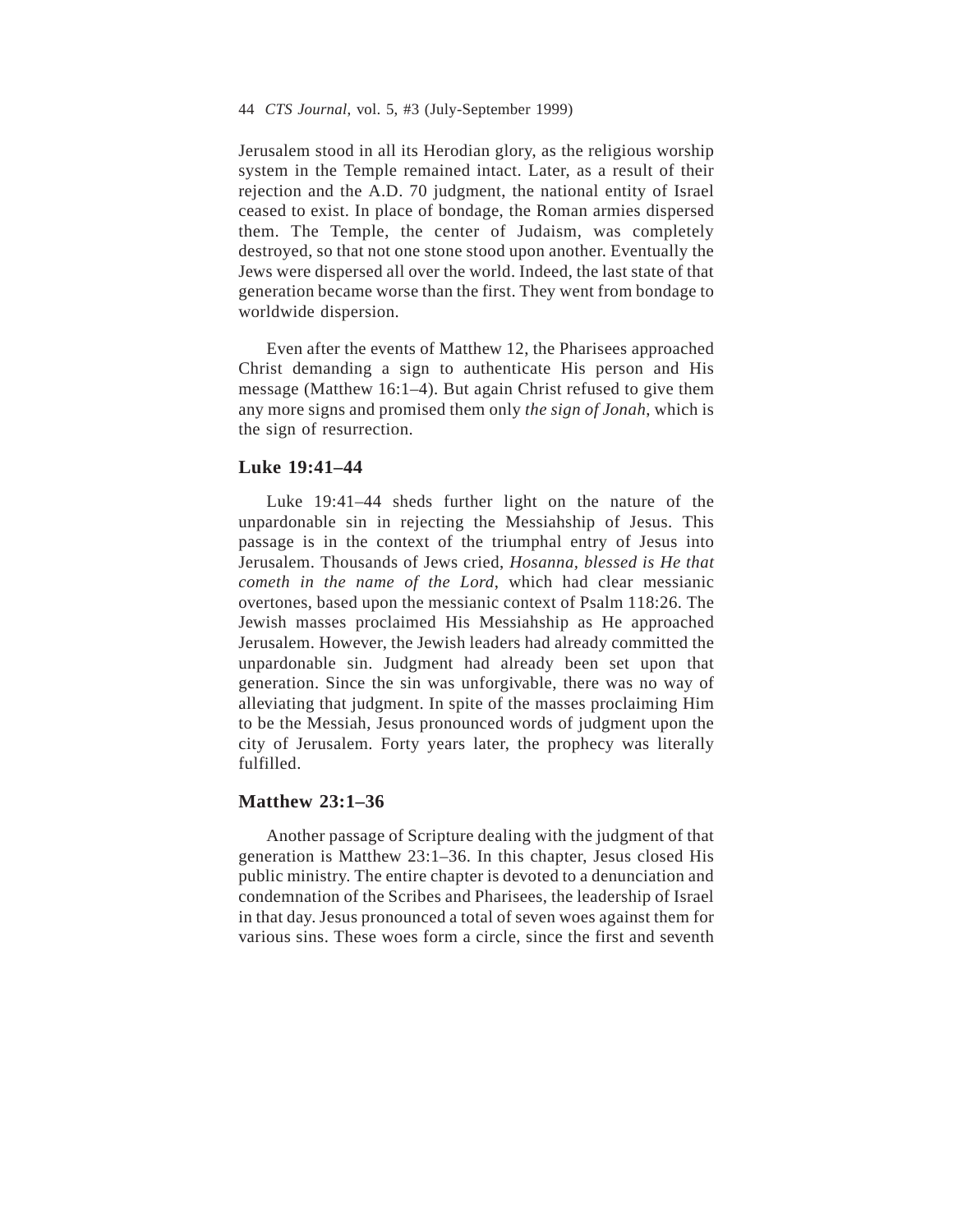Jerusalem stood in all its Herodian glory, as the religious worship system in the Temple remained intact. Later, as a result of their rejection and the A.D. 70 judgment, the national entity of Israel ceased to exist. In place of bondage, the Roman armies dispersed them. The Temple, the center of Judaism, was completely destroyed, so that not one stone stood upon another. Eventually the Jews were dispersed all over the world. Indeed, the last state of that generation became worse than the first. They went from bondage to worldwide dispersion.

Even after the events of Matthew 12, the Pharisees approached Christ demanding a sign to authenticate His person and His message (Matthew 16:1–4). But again Christ refused to give them any more signs and promised them only *the sign of Jonah*, which is the sign of resurrection.

## Luke 19:41–44

Luke 19:41–44 sheds further light on the nature of the unpardonable sin in rejecting the Messiahship of Jesus. This passage is in the context of the triumphal entry of Jesus into Jerusalem. Thousands of Jews cried, *Hosanna, blessed is He that cometh in the name of the Lord*, which had clear messianic overtones, based upon the messianic context of Psalm 118:26. The Jewish masses proclaimed His Messiahship as He approached Jerusalem. However, the Jewish leaders had already committed the unpardonable sin. Judgment had already been set upon that generation. Since the sin was unforgivable, there was no way of alleviating that judgment. In spite of the masses proclaiming Him to be the Messiah, Jesus pronounced words of judgment upon the city of Jerusalem. Forty years later, the prophecy was literally fulfilled.

## Matthew 23:1–36

Another passage of Scripture dealing with the judgment of that generation is Matthew 23:1–36. In this chapter, Jesus closed His public ministry. The entire chapter is devoted to a denunciation and condemnation of the Scribes and Pharisees, the leadership of Israel in that day. Jesus pronounced a total of seven woes against them for various sins. These woes form a circle, since the first and seventh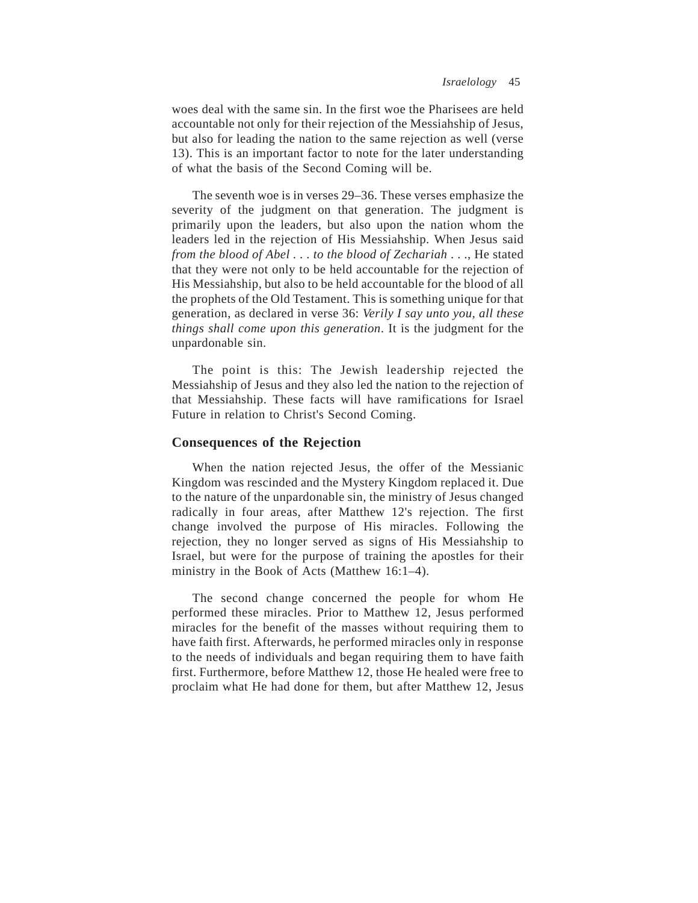woes deal with the same sin. In the first woe the Pharisees are held accountable not only for their rejection of the Messiahship of Jesus, but also for leading the nation to the same rejection as well (verse 13). This is an important factor to note for the later understanding of what the basis of the Second Coming will be.

The seventh woe is in verses 29–36. These verses emphasize the severity of the judgment on that generation. The judgment is primarily upon the leaders, but also upon the nation whom the leaders led in the rejection of His Messiahship. When Jesus said *from the blood of Abel . . . to the blood of Zechariah . . .*, He stated that they were not only to be held accountable for the rejection of His Messiahship, but also to be held accountable for the blood of all the prophets of the Old Testament. This is something unique for that generation, as declared in verse 36: *Verily I say unto you, all these things shall come upon this generation*. It is the judgment for the unpardonable sin.

The point is this: The Jewish leadership rejected the Messiahship of Jesus and they also led the nation to the rejection of that Messiahship. These facts will have ramifications for Israel Future in relation to Christ's Second Coming.

## Consequences of the Rejection

When the nation rejected Jesus, the offer of the Messianic Kingdom was rescinded and the Mystery Kingdom replaced it. Due to the nature of the unpardonable sin, the ministry of Jesus changed radically in four areas, after Matthew 12's rejection. The first change involved the purpose of His miracles. Following the rejection, they no longer served as signs of His Messiahship to Israel, but were for the purpose of training the apostles for their ministry in the Book of Acts (Matthew 16:1–4).

The second change concerned the people for whom He performed these miracles. Prior to Matthew 12, Jesus performed miracles for the benefit of the masses without requiring them to have faith first. Afterwards, he performed miracles only in response to the needs of individuals and began requiring them to have faith first. Furthermore, before Matthew 12, those He healed were free to proclaim what He had done for them, but after Matthew 12, Jesus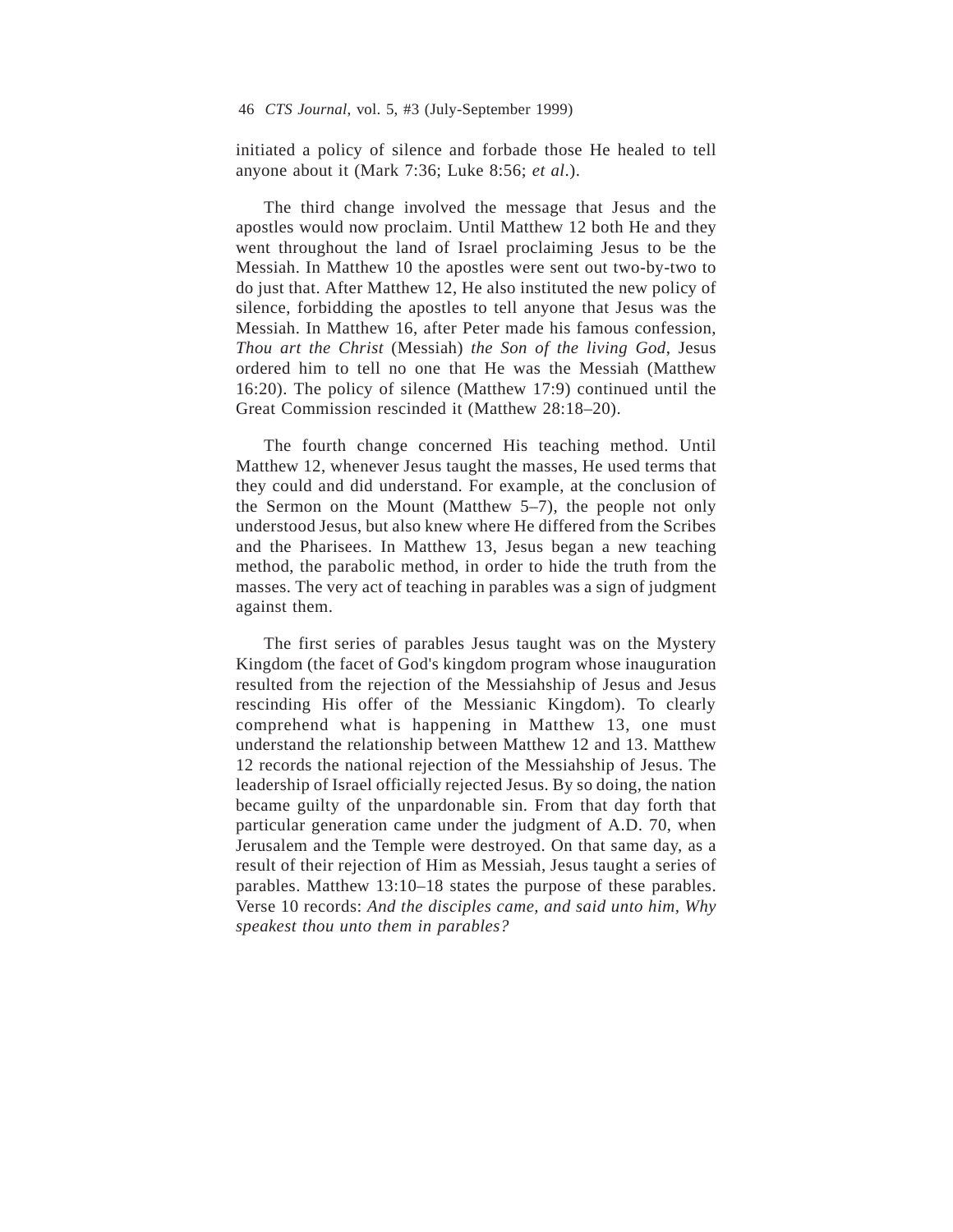initiated a policy of silence and forbade those He healed to tell anyone about it (Mark 7:36; Luke 8:56; *et al.*).

The third change involved the message that Jesus and the apostles would now proclaim. Until Matthew 12 both He and they went throughout the land of Israel proclaiming Jesus to be the Messiah. In Matthew 10 the apostles were sent out two-by-two to do just that. After Matthew 12, He also instituted the new policy of silence, forbidding the apostles to tell anyone that Jesus was the Messiah. In Matthew 16, after Peter made his famous confession, *Thou art the Christ* (Messiah) *the Son of the living God*, Jesus ordered him to tell no one that He was the Messiah (Matthew 16:20). The policy of silence (Matthew 17:9) continued until the Great Commission rescinded it (Matthew 28:18–20).

The fourth change concerned His teaching method. Until Matthew 12, whenever Jesus taught the masses, He used terms that they could and did understand. For example, at the conclusion of the Sermon on the Mount (Matthew 5–7), the people not only understood Jesus, but also knew where He differed from the Scribes and the Pharisees. In Matthew 13, Jesus began a new teaching method, the parabolic method, in order to hide the truth from the masses. The very act of teaching in parables was a sign of judgment against them.

The first series of parables Jesus taught was on the Mystery Kingdom (the facet of God's kingdom program whose inauguration resulted from the rejection of the Messiahship of Jesus and Jesus rescinding His offer of the Messianic Kingdom). To clearly comprehend what is happening in Matthew 13, one must understand the relationship between Matthew 12 and 13. Matthew 12 records the national rejection of the Messiahship of Jesus. The leadership of Israel officially rejected Jesus. By so doing, the nation became guilty of the unpardonable sin. From that day forth that particular generation came under the judgment of A.D. 70, when Jerusalem and the Temple were destroyed. On that same day, as a result of their rejection of Him as Messiah, Jesus taught a series of parables. Matthew 13:10–18 states the purpose of these parables. Verse 10 records: *And the disciples came, and said unto him, Why speakest thou unto them in parables?*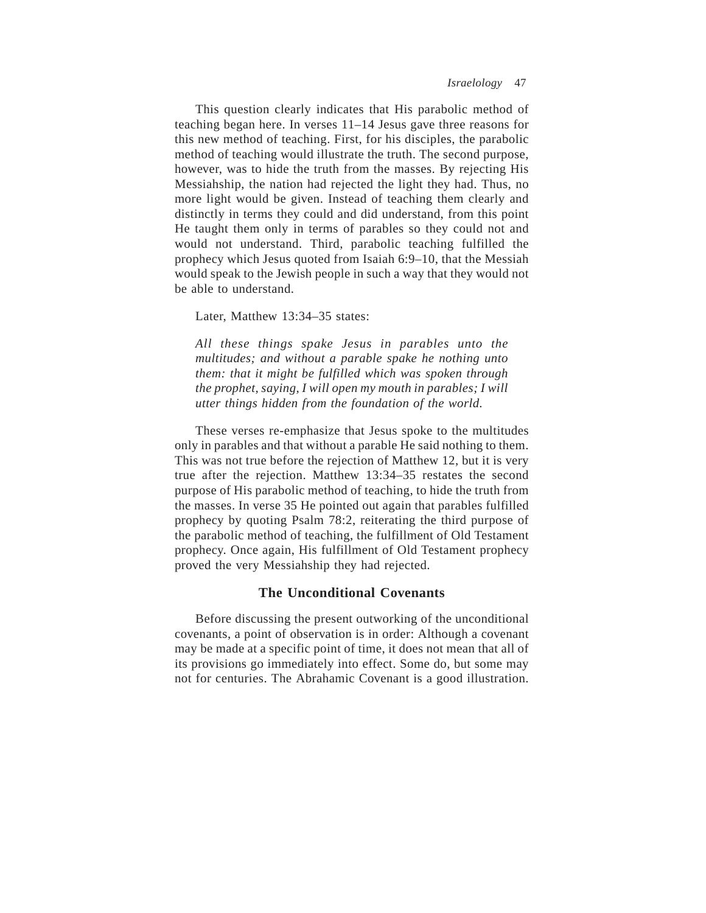This question clearly indicates that His parabolic method of teaching began here. In verses 11–14 Jesus gave three reasons for this new method of teaching. First, for his disciples, the parabolic method of teaching would illustrate the truth. The second purpose, however, was to hide the truth from the masses. By rejecting His Messiahship, the nation had rejected the light they had. Thus, no more light would be given. Instead of teaching them clearly and distinctly in terms they could and did understand, from this point He taught them only in terms of parables so they could not and would not understand. Third, parabolic teaching fulfilled the prophecy which Jesus quoted from Isaiah 6:9–10, that the Messiah would speak to the Jewish people in such a way that they would not be able to understand.

Later, Matthew 13:34–35 states:

> *All these things spake Jesus in parables unto the multitudes; and without a parable spake he nothing unto them: that it might be fulfilled which was spoken through the prophet, saying, I will open my mouth in parables; I will utter things hidden from the foundation of the world.*

These verses re-emphasize that Jesus spoke to the multitudes only in parables and that without a parable He said nothing to them. This was not true before the rejection of Matthew 12, but it is very true after the rejection. Matthew 13:34–35 restates the second purpose of His parabolic method of teaching, to hide the truth from the masses. In verse 35 He pointed out again that parables fulfilled prophecy by quoting Psalm 78:2, reiterating the third purpose of the parabolic method of teaching, the fulfillment of Old Testament prophecy. Once again, His fulfillment of Old Testament prophecy proved the very Messiahship they had rejected.

## The Unconditional Covenants

Before discussing the present outworking of the unconditional covenants, a point of observation is in order: Although a covenant may be made at a specific point of time, it does not mean that all of its provisions go immediately into effect. Some do, but some may not for centuries. The Abrahamic Covenant is a good illustration.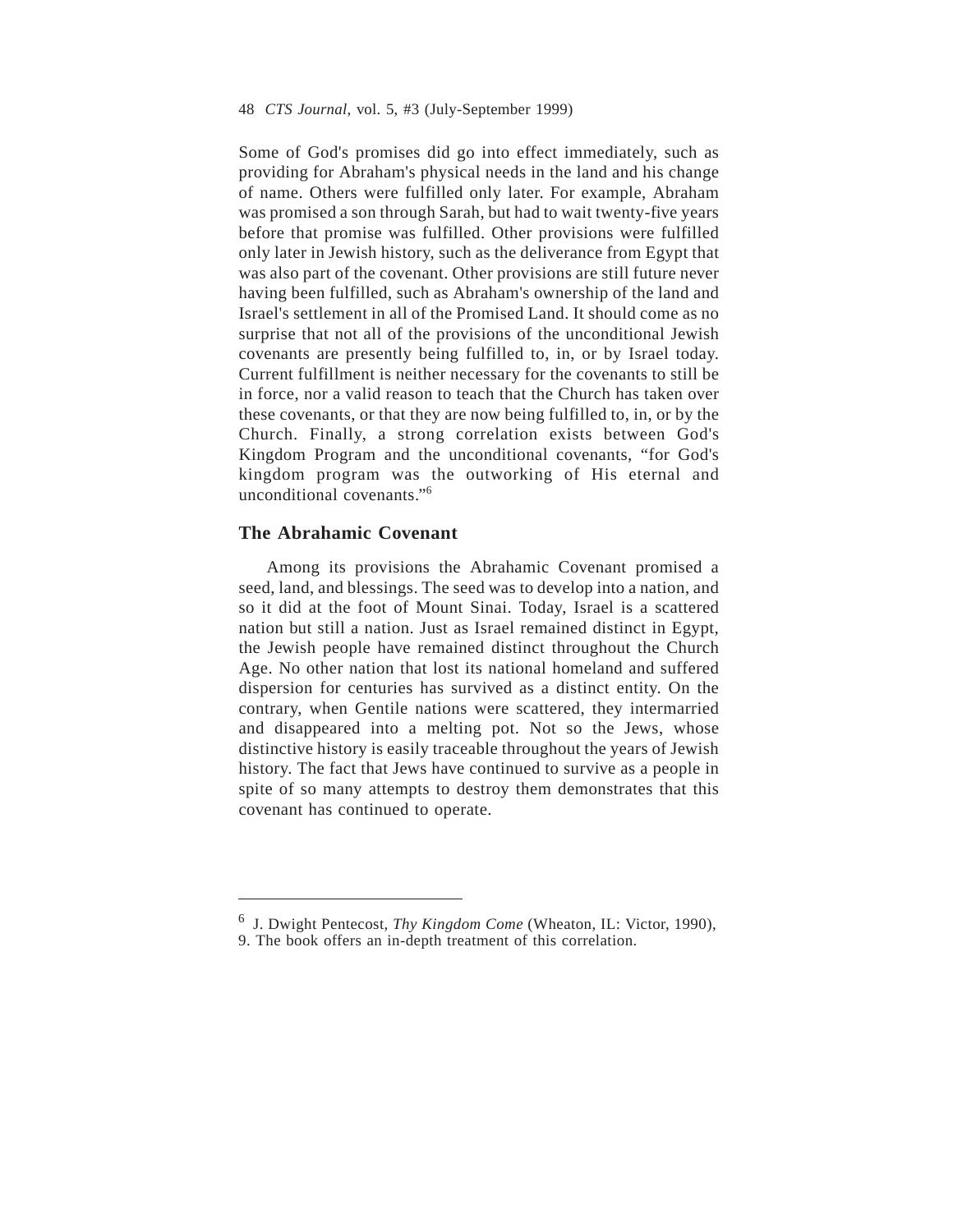Some of God's promises did go into effect immediately, such as providing for Abraham's physical needs in the land and his change of name. Others were fulfilled only later. For example, Abraham was promised a son through Sarah, but had to wait twenty-five years before that promise was fulfilled. Other provisions were fulfilled only later in Jewish history, such as the deliverance from Egypt that was also part of the covenant. Other provisions are still future never having been fulfilled, such as Abraham's ownership of the land and Israel's settlement in all of the Promised Land. It should come as no surprise that not all of the provisions of the unconditional Jewish covenants are presently being fulfilled to, in, or by Israel today. Current fulfillment is neither necessary for the covenants to still be in force, nor a valid reason to teach that the Church has taken over these covenants, or that they are now being fulfilled to, in, or by the Church. Finally, a strong correlation exists between God's Kingdom Program and the unconditional covenants, "for God's kingdom program was the outworking of His eternal and unconditional covenants."[6]

## The Abrahamic Covenant

Among its provisions the Abrahamic Covenant promised a seed, land, and blessings. The seed was to develop into a nation, and so it did at the foot of Mount Sinai. Today, Israel is a scattered nation but still a nation. Just as Israel remained distinct in Egypt, the Jewish people have remained distinct throughout the Church Age. No other nation that lost its national homeland and suffered dispersion for centuries has survived as a distinct entity. On the contrary, when Gentile nations were scattered, they intermarried and disappeared into a melting pot. Not so the Jews, whose distinctive history is easily traceable throughout the years of Jewish history. The fact that Jews have continued to survive as a people in spite of so many attempts to destroy them demonstrates that this covenant has continued to operate.

---

[6] J. Dwight Pentecost, *Thy Kingdom Come* (Wheaton, IL: Victor, 1990), 9. The book offers an in-depth treatment of this correlation.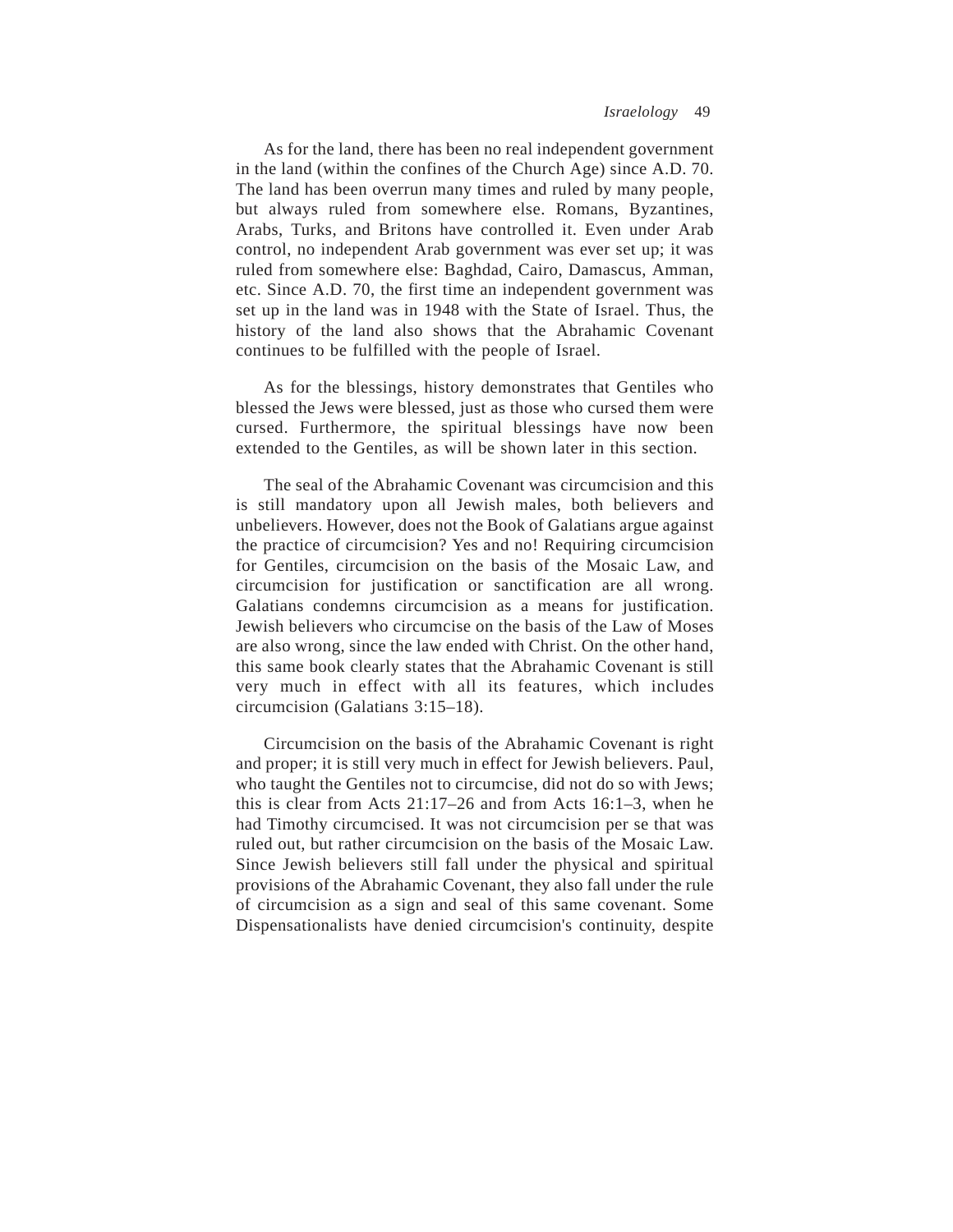As for the land, there has been no real independent government in the land (within the confines of the Church Age) since A.D. 70. The land has been overrun many times and ruled by many people, but always ruled from somewhere else. Romans, Byzantines, Arabs, Turks, and Britons have controlled it. Even under Arab control, no independent Arab government was ever set up; it was ruled from somewhere else: Baghdad, Cairo, Damascus, Amman, etc. Since A.D. 70, the first time an independent government was set up in the land was in 1948 with the State of Israel. Thus, the history of the land also shows that the Abrahamic Covenant continues to be fulfilled with the people of Israel.

As for the blessings, history demonstrates that Gentiles who blessed the Jews were blessed, just as those who cursed them were cursed. Furthermore, the spiritual blessings have now been extended to the Gentiles, as will be shown later in this section.

The seal of the Abrahamic Covenant was circumcision and this is still mandatory upon all Jewish males, both believers and unbelievers. However, does not the Book of Galatians argue against the practice of circumcision? Yes and no! Requiring circumcision for Gentiles, circumcision on the basis of the Mosaic Law, and circumcision for justification or sanctification are all wrong. Galatians condemns circumcision as a means for justification. Jewish believers who circumcise on the basis of the Law of Moses are also wrong, since the law ended with Christ. On the other hand, this same book clearly states that the Abrahamic Covenant is still very much in effect with all its features, which includes circumcision (Galatians 3:15–18).

Circumcision on the basis of the Abrahamic Covenant is right and proper; it is still very much in effect for Jewish believers. Paul, who taught the Gentiles not to circumcise, did not do so with Jews; this is clear from Acts 21:17–26 and from Acts 16:1–3, when he had Timothy circumcised. It was not circumcision per se that was ruled out, but rather circumcision on the basis of the Mosaic Law. Since Jewish believers still fall under the physical and spiritual provisions of the Abrahamic Covenant, they also fall under the rule of circumcision as a sign and seal of this same covenant. Some Dispensationalists have denied circumcision's continuity, despite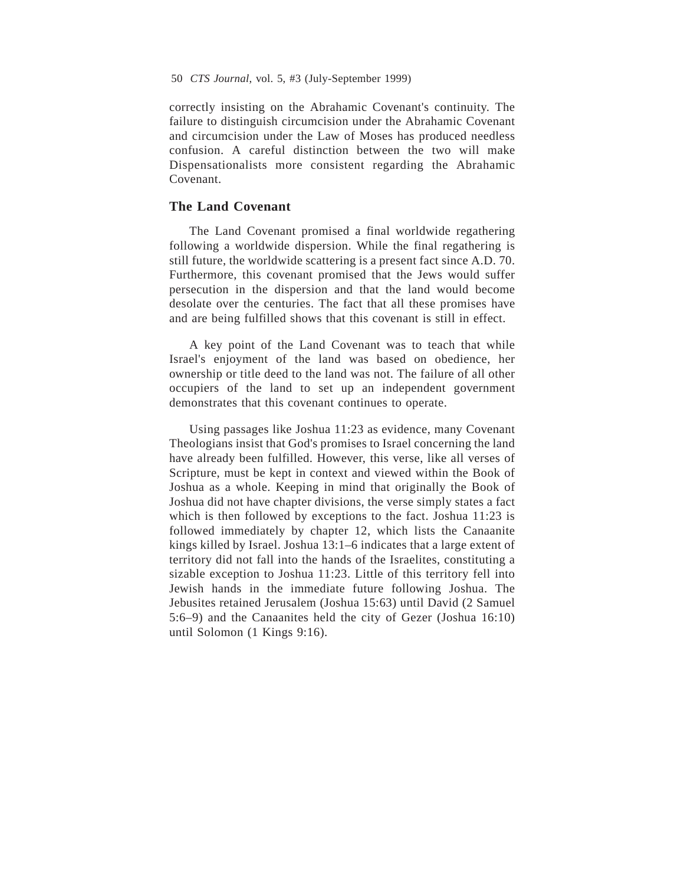correctly insisting on the Abrahamic Covenant's continuity. The failure to distinguish circumcision under the Abrahamic Covenant and circumcision under the Law of Moses has produced needless confusion. A careful distinction between the two will make Dispensationalists more consistent regarding the Abrahamic Covenant.

## The Land Covenant

The Land Covenant promised a final worldwide regathering following a worldwide dispersion. While the final regathering is still future, the worldwide scattering is a present fact since A.D. 70. Furthermore, this covenant promised that the Jews would suffer persecution in the dispersion and that the land would become desolate over the centuries. The fact that all these promises have and are being fulfilled shows that this covenant is still in effect.

A key point of the Land Covenant was to teach that while Israel's enjoyment of the land was based on obedience, her ownership or title deed to the land was not. The failure of all other occupiers of the land to set up an independent government demonstrates that this covenant continues to operate.

Using passages like Joshua 11:23 as evidence, many Covenant Theologians insist that God's promises to Israel concerning the land have already been fulfilled. However, this verse, like all verses of Scripture, must be kept in context and viewed within the Book of Joshua as a whole. Keeping in mind that originally the Book of Joshua did not have chapter divisions, the verse simply states a fact which is then followed by exceptions to the fact. Joshua 11:23 is followed immediately by chapter 12, which lists the Canaanite kings killed by Israel. Joshua 13:1–6 indicates that a large extent of territory did not fall into the hands of the Israelites, constituting a sizable exception to Joshua 11:23. Little of this territory fell into Jewish hands in the immediate future following Joshua. The Jebusites retained Jerusalem (Joshua 15:63) until David (2 Samuel 5:6–9) and the Canaanites held the city of Gezer (Joshua 16:10) until Solomon (1 Kings 9:16).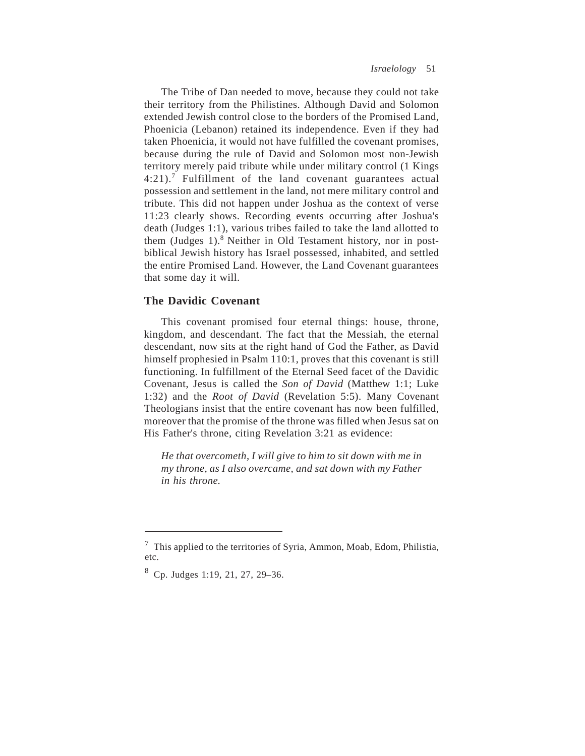The Tribe of Dan needed to move, because they could not take their territory from the Philistines. Although David and Solomon extended Jewish control close to the borders of the Promised Land, Phoenicia (Lebanon) retained its independence. Even if they had taken Phoenicia, it would not have fulfilled the covenant promises, because during the rule of David and Solomon most non-Jewish territory merely paid tribute while under military control (1 Kings 4:21).[7] Fulfillment of the land covenant guarantees actual possession and settlement in the land, not mere military control and tribute. This did not happen under Joshua as the context of verse 11:23 clearly shows. Recording events occurring after Joshua's death (Judges 1:1), various tribes failed to take the land allotted to them (Judges 1).[8] Neither in Old Testament history, nor in post-biblical Jewish history has Israel possessed, inhabited, and settled the entire Promised Land. However, the Land Covenant guarantees that some day it will.

### The Davidic Covenant

This covenant promised four eternal things: house, throne, kingdom, and descendant. The fact that the Messiah, the eternal descendant, now sits at the right hand of God the Father, as David himself prophesied in Psalm 110:1, proves that this covenant is still functioning. In fulfillment of the Eternal Seed facet of the Davidic Covenant, Jesus is called the *Son of David* (Matthew 1:1; Luke 1:32) and the *Root of David* (Revelation 5:5). Many Covenant Theologians insist that the entire covenant has now been fulfilled, moreover that the promise of the throne was filled when Jesus sat on His Father's throne, citing Revelation 3:21 as evidence:

> *He that overcometh, I will give to him to sit down with me in my throne, as I also overcame, and sat down with my Father in his throne.*

---

[7] This applied to the territories of Syria, Ammon, Moab, Edom, Philistia, etc.

[8] Cp. Judges 1:19, 21, 27, 29–36.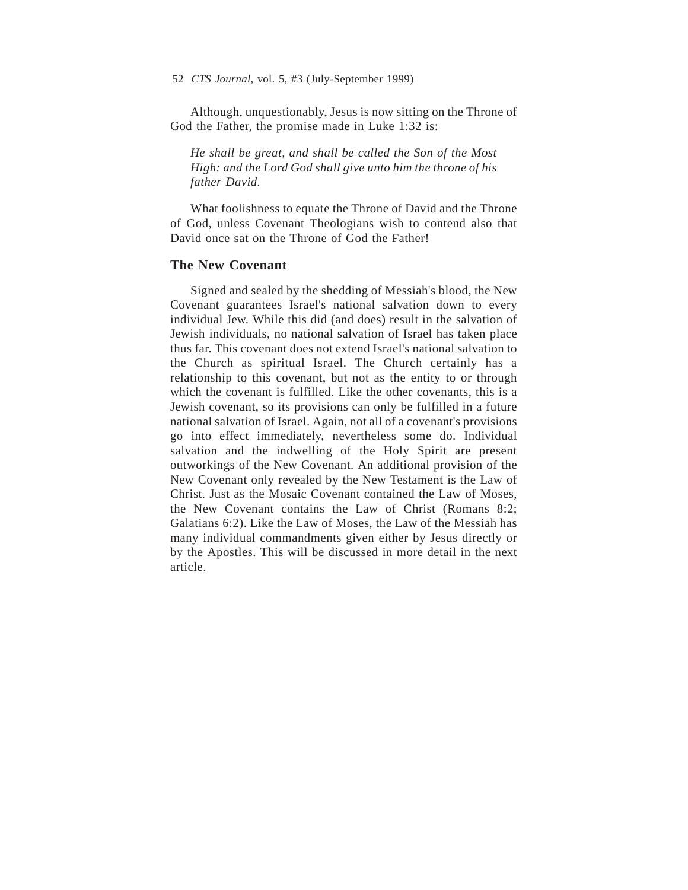Although, unquestionably, Jesus is now sitting on the Throne of God the Father, the promise made in Luke 1:32 is:

> *He shall be great, and shall be called the Son of the Most High: and the Lord God shall give unto him the throne of his father David.*

What foolishness to equate the Throne of David and the Throne of God, unless Covenant Theologians wish to contend also that David once sat on the Throne of God the Father!

## The New Covenant

Signed and sealed by the shedding of Messiah's blood, the New Covenant guarantees Israel's national salvation down to every individual Jew. While this did (and does) result in the salvation of Jewish individuals, no national salvation of Israel has taken place thus far. This covenant does not extend Israel's national salvation to the Church as spiritual Israel. The Church certainly has a relationship to this covenant, but not as the entity to or through which the covenant is fulfilled. Like the other covenants, this is a Jewish covenant, so its provisions can only be fulfilled in a future national salvation of Israel. Again, not all of a covenant's provisions go into effect immediately, nevertheless some do. Individual salvation and the indwelling of the Holy Spirit are present outworkings of the New Covenant. An additional provision of the New Covenant only revealed by the New Testament is the Law of Christ. Just as the Mosaic Covenant contained the Law of Moses, the New Covenant contains the Law of Christ (Romans 8:2; Galatians 6:2). Like the Law of Moses, the Law of the Messiah has many individual commandments given either by Jesus directly or by the Apostles. This will be discussed in more detail in the next article.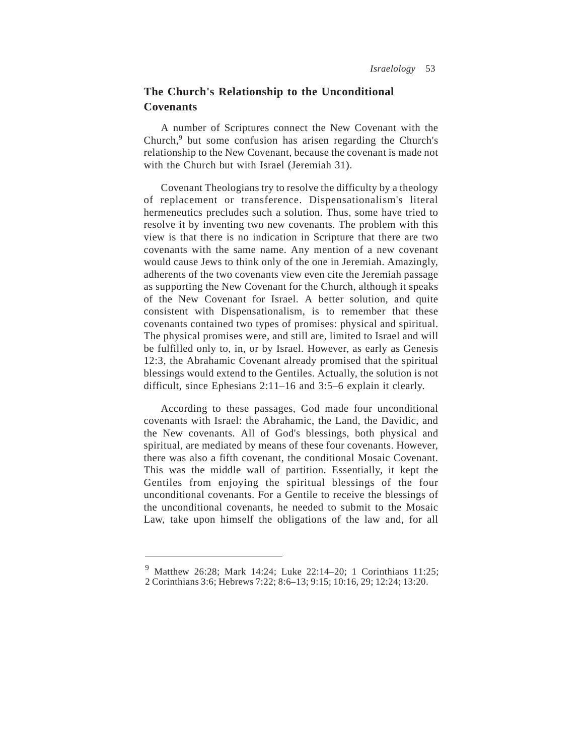## The Church's Relationship to the Unconditional Covenants

A number of Scriptures connect the New Covenant with the Church,[9] but some confusion has arisen regarding the Church's relationship to the New Covenant, because the covenant is made not with the Church but with Israel (Jeremiah 31).

Covenant Theologians try to resolve the difficulty by a theology of replacement or transference. Dispensationalism's literal hermeneutics precludes such a solution. Thus, some have tried to resolve it by inventing two new covenants. The problem with this view is that there is no indication in Scripture that there are two covenants with the same name. Any mention of a new covenant would cause Jews to think only of the one in Jeremiah. Amazingly, adherents of the two covenants view even cite the Jeremiah passage as supporting the New Covenant for the Church, although it speaks of the New Covenant for Israel. A better solution, and quite consistent with Dispensationalism, is to remember that these covenants contained two types of promises: physical and spiritual. The physical promises were, and still are, limited to Israel and will be fulfilled only to, in, or by Israel. However, as early as Genesis 12:3, the Abrahamic Covenant already promised that the spiritual blessings would extend to the Gentiles. Actually, the solution is not difficult, since Ephesians 2:11–16 and 3:5–6 explain it clearly.

According to these passages, God made four unconditional covenants with Israel: the Abrahamic, the Land, the Davidic, and the New covenants. All of God's blessings, both physical and spiritual, are mediated by means of these four covenants. However, there was also a fifth covenant, the conditional Mosaic Covenant. This was the middle wall of partition. Essentially, it kept the Gentiles from enjoying the spiritual blessings of the four unconditional covenants. For a Gentile to receive the blessings of the unconditional covenants, he needed to submit to the Mosaic Law, take upon himself the obligations of the law and, for all

---

[9] Matthew 26:28; Mark 14:24; Luke 22:14–20; 1 Corinthians 11:25; 2 Corinthians 3:6; Hebrews 7:22; 8:6–13; 9:15; 10:16, 29; 12:24; 13:20.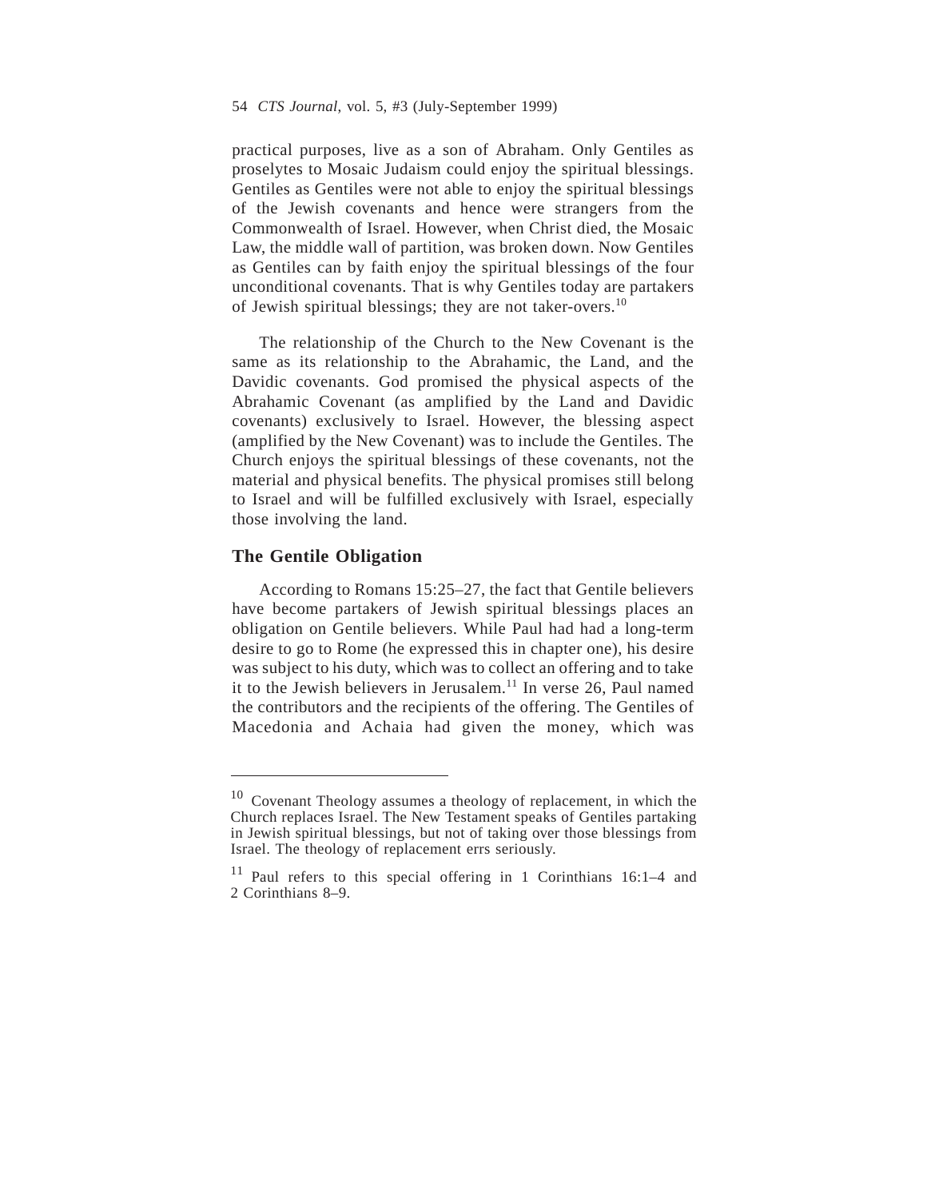practical purposes, live as a son of Abraham. Only Gentiles as proselytes to Mosaic Judaism could enjoy the spiritual blessings. Gentiles as Gentiles were not able to enjoy the spiritual blessings of the Jewish covenants and hence were strangers from the Commonwealth of Israel. However, when Christ died, the Mosaic Law, the middle wall of partition, was broken down. Now Gentiles as Gentiles can by faith enjoy the spiritual blessings of the four unconditional covenants. That is why Gentiles today are partakers of Jewish spiritual blessings; they are not taker-overs.[10]

The relationship of the Church to the New Covenant is the same as its relationship to the Abrahamic, the Land, and the Davidic covenants. God promised the physical aspects of the Abrahamic Covenant (as amplified by the Land and Davidic covenants) exclusively to Israel. However, the blessing aspect (amplified by the New Covenant) was to include the Gentiles. The Church enjoys the spiritual blessings of these covenants, not the material and physical benefits. The physical promises still belong to Israel and will be fulfilled exclusively with Israel, especially those involving the land.

## The Gentile Obligation

According to Romans 15:25–27, the fact that Gentile believers have become partakers of Jewish spiritual blessings places an obligation on Gentile believers. While Paul had had a long-term desire to go to Rome (he expressed this in chapter one), his desire was subject to his duty, which was to collect an offering and to take it to the Jewish believers in Jerusalem.[11] In verse 26, Paul named the contributors and the recipients of the offering. The Gentiles of Macedonia and Achaia had given the money, which was

---

[10] Covenant Theology assumes a theology of replacement, in which the Church replaces Israel. The New Testament speaks of Gentiles partaking in Jewish spiritual blessings, but not of taking over those blessings from Israel. The theology of replacement errs seriously.

[11] Paul refers to this special offering in 1 Corinthians 16:1–4 and 2 Corinthians 8–9.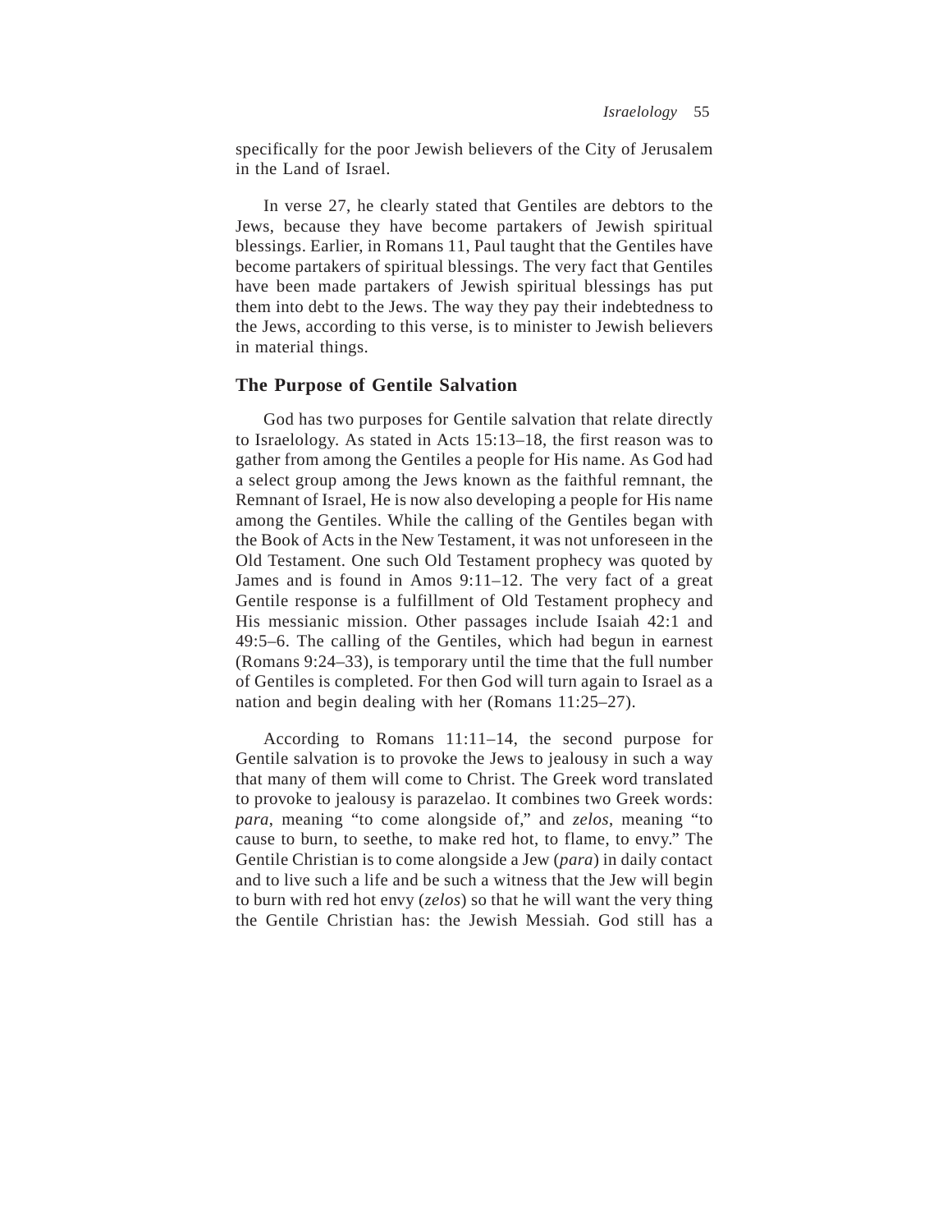specifically for the poor Jewish believers of the City of Jerusalem in the Land of Israel.

In verse 27, he clearly stated that Gentiles are debtors to the Jews, because they have become partakers of Jewish spiritual blessings. Earlier, in Romans 11, Paul taught that the Gentiles have become partakers of spiritual blessings. The very fact that Gentiles have been made partakers of Jewish spiritual blessings has put them into debt to the Jews. The way they pay their indebtedness to the Jews, according to this verse, is to minister to Jewish believers in material things.

## The Purpose of Gentile Salvation

God has two purposes for Gentile salvation that relate directly to Israelology. As stated in Acts 15:13–18, the first reason was to gather from among the Gentiles a people for His name. As God had a select group among the Jews known as the faithful remnant, the Remnant of Israel, He is now also developing a people for His name among the Gentiles. While the calling of the Gentiles began with the Book of Acts in the New Testament, it was not unforeseen in the Old Testament. One such Old Testament prophecy was quoted by James and is found in Amos 9:11–12. The very fact of a great Gentile response is a fulfillment of Old Testament prophecy and His messianic mission. Other passages include Isaiah 42:1 and 49:5–6. The calling of the Gentiles, which had begun in earnest (Romans 9:24–33), is temporary until the time that the full number of Gentiles is completed. For then God will turn again to Israel as a nation and begin dealing with her (Romans 11:25–27).

According to Romans 11:11–14, the second purpose for Gentile salvation is to provoke the Jews to jealousy in such a way that many of them will come to Christ. The Greek word translated to provoke to jealousy is parazelao. It combines two Greek words: *para*, meaning "to come alongside of," and *zelos*, meaning "to cause to burn, to seethe, to make red hot, to flame, to envy." The Gentile Christian is to come alongside a Jew (*para*) in daily contact and to live such a life and be such a witness that the Jew will begin to burn with red hot envy (*zelos*) so that he will want the very thing the Gentile Christian has: the Jewish Messiah. God still has a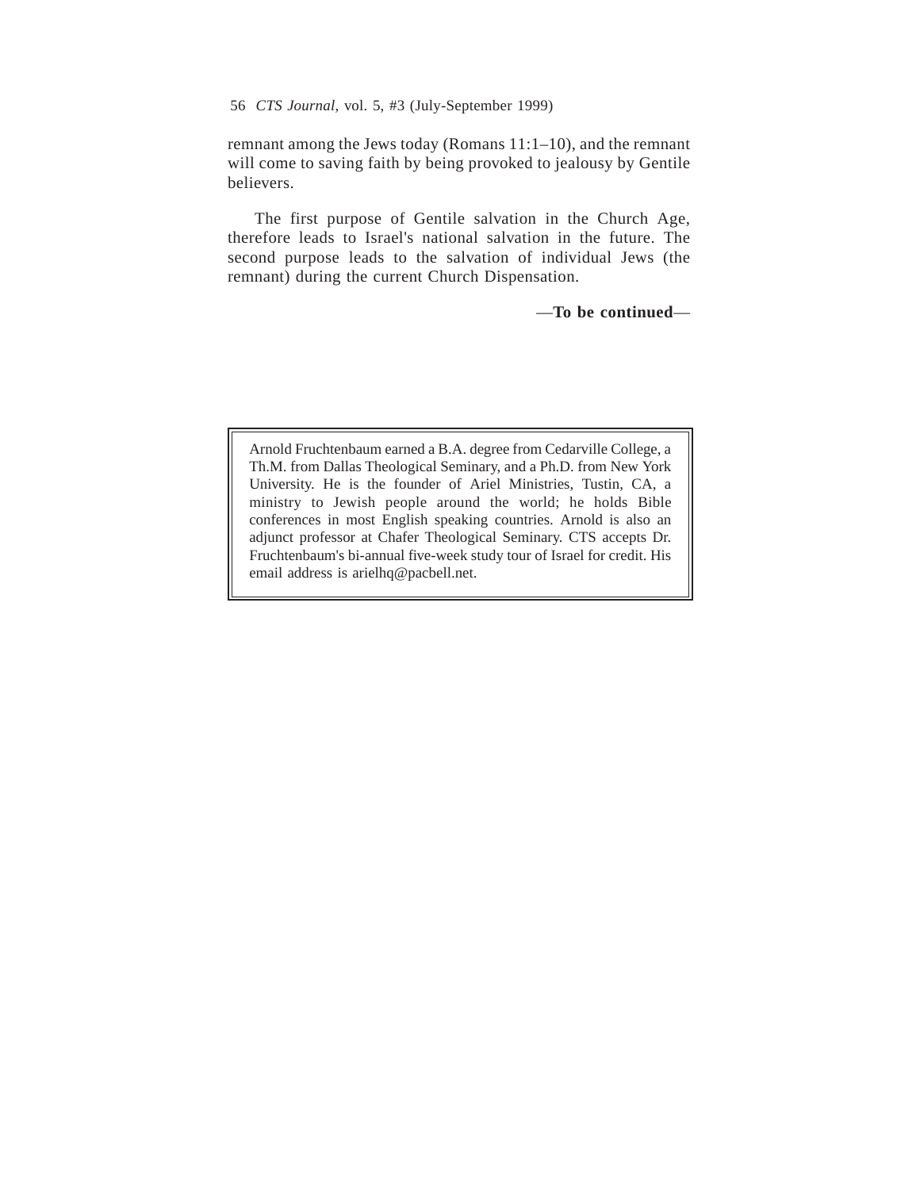remnant among the Jews today (Romans 11:1–10), and the remnant will come to saving faith by being provoked to jealousy by Gentile believers.

The first purpose of Gentile salvation in the Church Age, therefore leads to Israel's national salvation in the future. The second purpose leads to the salvation of individual Jews (the remnant) during the current Church Dispensation.

—**To be continued**—

Arnold Fruchtenbaum earned a B.A. degree from Cedarville College, a Th.M. from Dallas Theological Seminary, and a Ph.D. from New York University. He is the founder of Ariel Ministries, Tustin, CA, a ministry to Jewish people around the world; he holds Bible conferences in most English speaking countries. Arnold is also an adjunct professor at Chafer Theological Seminary. CTS accepts Dr. Fruchtenbaum's bi-annual five-week study tour of Israel for credit. His email address is arielhq@pacbell.net.